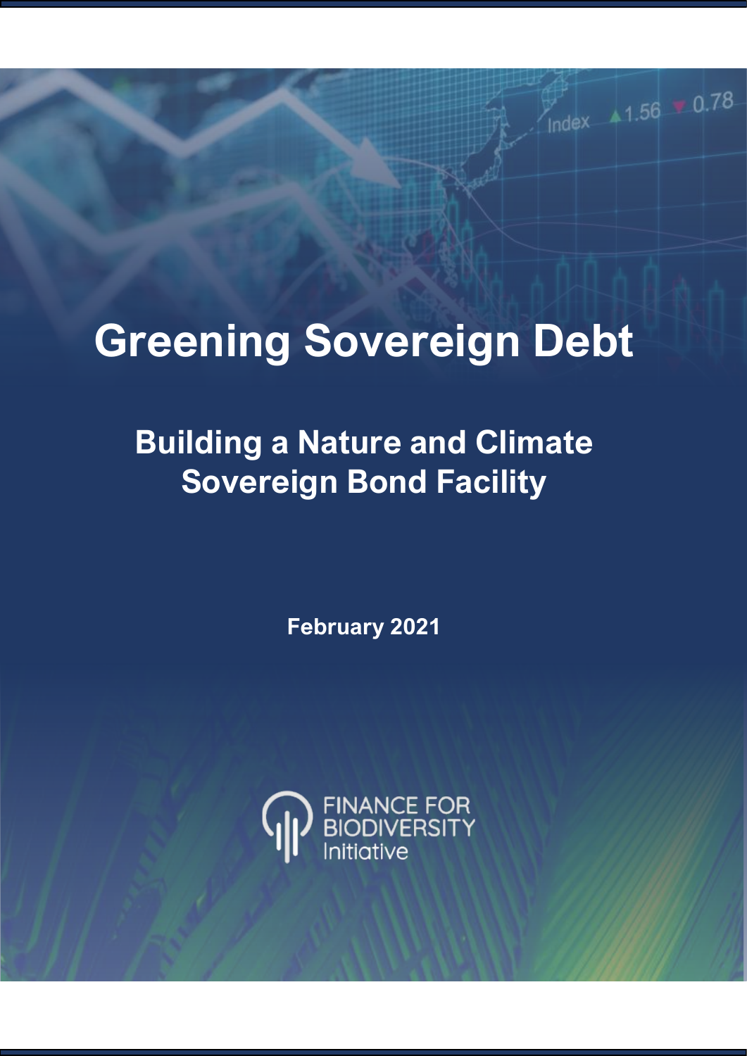# Greening Sovereign Debt

## Building a Nature and Climate Sovereign Bond Facility

**February 2021**

FINANCE FOR BIODIVERSITY Initiative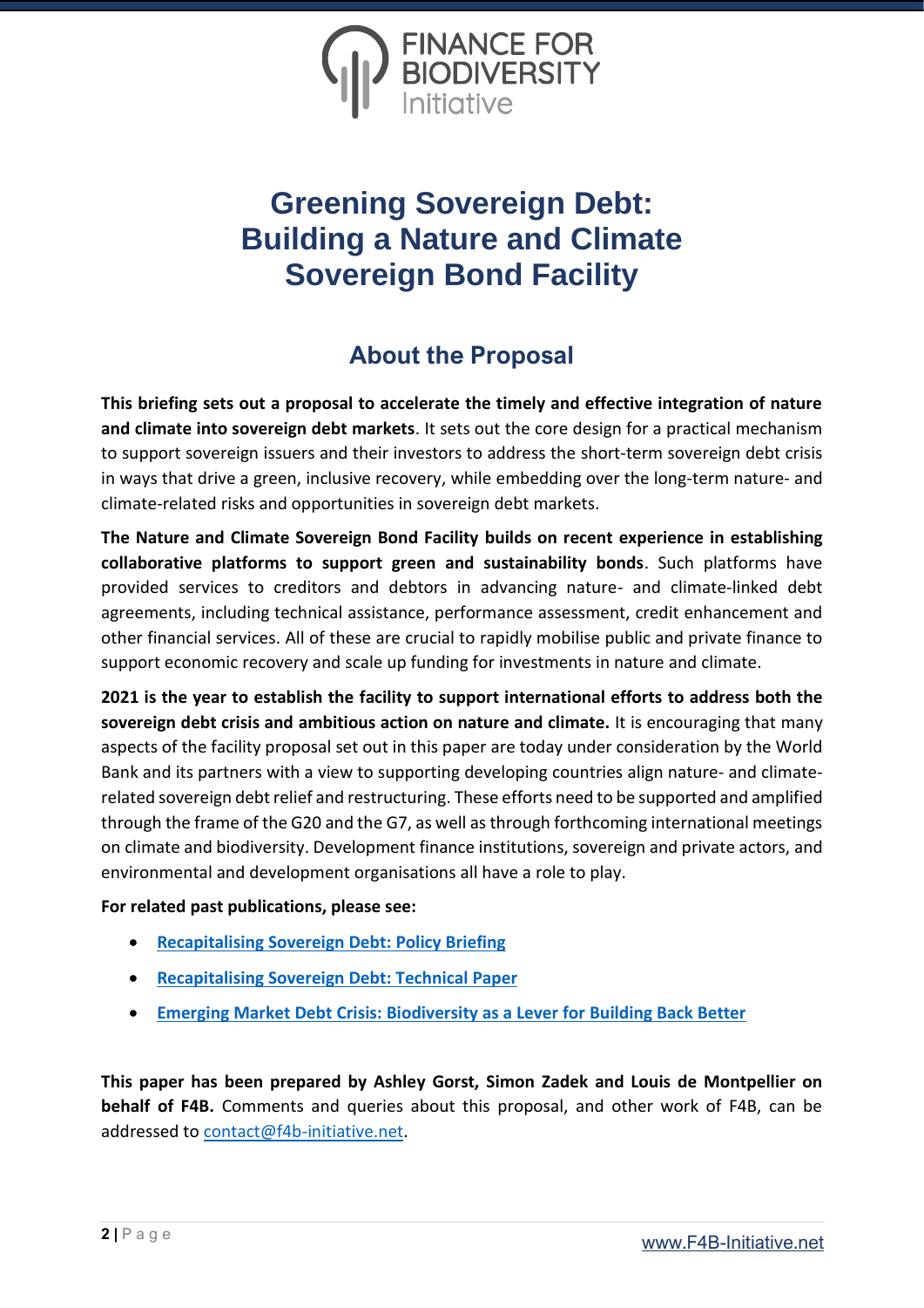# Greening Sovereign Debt: Building a Nature and Climate Sovereign Bond Facility

## About the Proposal

**This briefing sets out a proposal to accelerate the timely and effective integration of nature and climate into sovereign debt markets**. It sets out the core design for a practical mechanism to support sovereign issuers and their investors to address the short-term sovereign debt crisis in ways that drive a green, inclusive recovery, while embedding over the long-term nature- and climate-related risks and opportunities in sovereign debt markets.

**The Nature and Climate Sovereign Bond Facility builds on recent experience in establishing collaborative platforms to support green and sustainability bonds**. Such platforms have provided services to creditors and debtors in advancing nature- and climate-linked debt agreements, including technical assistance, performance assessment, credit enhancement and other financial services. All of these are crucial to rapidly mobilise public and private finance to support economic recovery and scale up funding for investments in nature and climate.

**2021 is the year to establish the facility to support international efforts to address both the sovereign debt crisis and ambitious action on nature and climate.** It is encouraging that many aspects of the facility proposal set out in this paper are today under consideration by the World Bank and its partners with a view to supporting developing countries align nature- and climate-related sovereign debt relief and restructuring. These efforts need to be supported and amplified through the frame of the G20 and the G7, as well as through forthcoming international meetings on climate and biodiversity. Development finance institutions, sovereign and private actors, and environmental and development organisations all have a role to play.

**For related past publications, please see:**

- **Recapitalising Sovereign Debt: Policy Briefing**
- **Recapitalising Sovereign Debt: Technical Paper**
- **Emerging Market Debt Crisis: Biodiversity as a Lever for Building Back Better**

**This paper has been prepared by Ashley Gorst, Simon Zadek and Louis de Montpellier on behalf of F4B.** Comments and queries about this proposal, and other work of F4B, can be addressed to contact@f4b-initiative.net.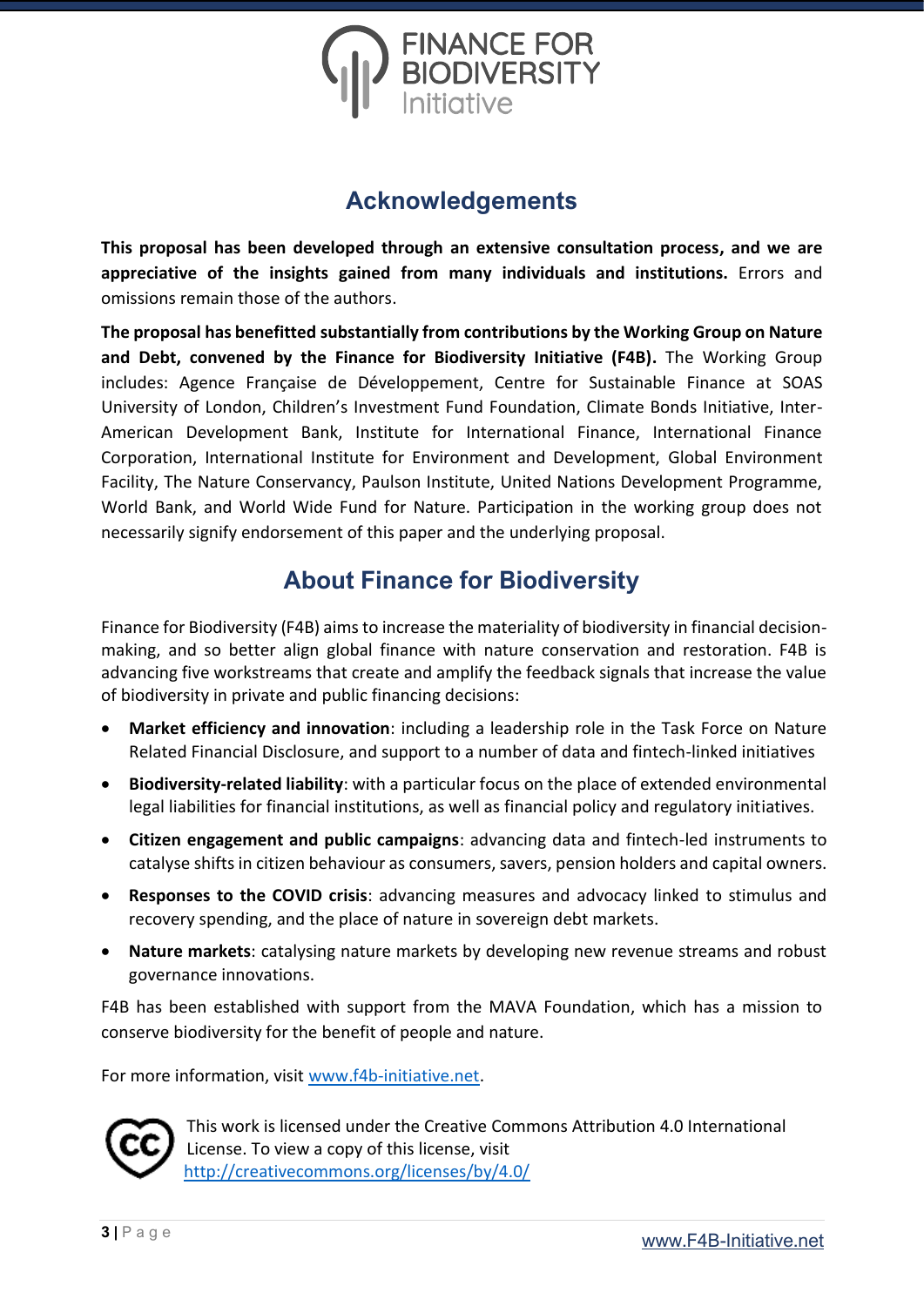## Acknowledgements

**This proposal has been developed through an extensive consultation process, and we are appreciative of the insights gained from many individuals and institutions.** Errors and omissions remain those of the authors.

**The proposal has benefitted substantially from contributions by the Working Group on Nature and Debt, convened by the Finance for Biodiversity Initiative (F4B).** The Working Group includes: Agence Française de Développement, Centre for Sustainable Finance at SOAS University of London, Children's Investment Fund Foundation, Climate Bonds Initiative, Inter-American Development Bank, Institute for International Finance, International Finance Corporation, International Institute for Environment and Development, Global Environment Facility, The Nature Conservancy, Paulson Institute, United Nations Development Programme, World Bank, and World Wide Fund for Nature. Participation in the working group does not necessarily signify endorsement of this paper and the underlying proposal.

## About Finance for Biodiversity

Finance for Biodiversity (F4B) aims to increase the materiality of biodiversity in financial decision-making, and so better align global finance with nature conservation and restoration. F4B is advancing five workstreams that create and amplify the feedback signals that increase the value of biodiversity in private and public financing decisions:

- **Market efficiency and innovation**: including a leadership role in the Task Force on Nature Related Financial Disclosure, and support to a number of data and fintech-linked initiatives
- **Biodiversity-related liability**: with a particular focus on the place of extended environmental legal liabilities for financial institutions, as well as financial policy and regulatory initiatives.
- **Citizen engagement and public campaigns**: advancing data and fintech-led instruments to catalyse shifts in citizen behaviour as consumers, savers, pension holders and capital owners.
- **Responses to the COVID crisis**: advancing measures and advocacy linked to stimulus and recovery spending, and the place of nature in sovereign debt markets.
- **Nature markets**: catalysing nature markets by developing new revenue streams and robust governance innovations.

F4B has been established with support from the MAVA Foundation, which has a mission to conserve biodiversity for the benefit of people and nature.

For more information, visit www.f4b-initiative.net.

This work is licensed under the Creative Commons Attribution 4.0 International License. To view a copy of this license, visit http://creativecommons.org/licenses/by/4.0/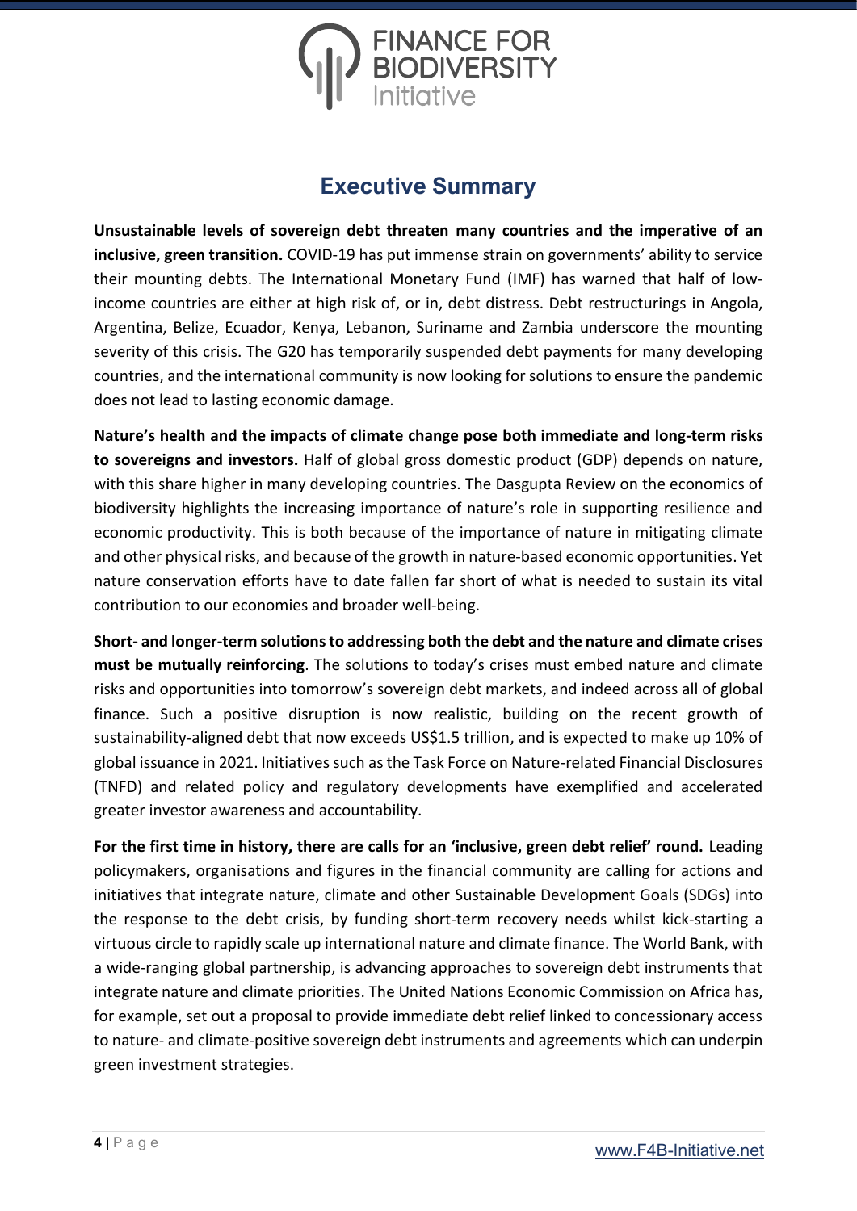# Executive Summary

**Unsustainable levels of sovereign debt threaten many countries and the imperative of an inclusive, green transition.** COVID-19 has put immense strain on governments' ability to service their mounting debts. The International Monetary Fund (IMF) has warned that half of low-income countries are either at high risk of, or in, debt distress. Debt restructurings in Angola, Argentina, Belize, Ecuador, Kenya, Lebanon, Suriname and Zambia underscore the mounting severity of this crisis. The G20 has temporarily suspended debt payments for many developing countries, and the international community is now looking for solutions to ensure the pandemic does not lead to lasting economic damage.

**Nature's health and the impacts of climate change pose both immediate and long-term risks to sovereigns and investors.** Half of global gross domestic product (GDP) depends on nature, with this share higher in many developing countries. The Dasgupta Review on the economics of biodiversity highlights the increasing importance of nature's role in supporting resilience and economic productivity. This is both because of the importance of nature in mitigating climate and other physical risks, and because of the growth in nature-based economic opportunities. Yet nature conservation efforts have to date fallen far short of what is needed to sustain its vital contribution to our economies and broader well-being.

**Short- and longer-term solutions to addressing both the debt and the nature and climate crises must be mutually reinforcing**. The solutions to today's crises must embed nature and climate risks and opportunities into tomorrow's sovereign debt markets, and indeed across all of global finance. Such a positive disruption is now realistic, building on the recent growth of sustainability-aligned debt that now exceeds US$1.5 trillion, and is expected to make up 10% of global issuance in 2021. Initiatives such as the Task Force on Nature-related Financial Disclosures (TNFD) and related policy and regulatory developments have exemplified and accelerated greater investor awareness and accountability.

**For the first time in history, there are calls for an 'inclusive, green debt relief' round.** Leading policymakers, organisations and figures in the financial community are calling for actions and initiatives that integrate nature, climate and other Sustainable Development Goals (SDGs) into the response to the debt crisis, by funding short-term recovery needs whilst kick-starting a virtuous circle to rapidly scale up international nature and climate finance. The World Bank, with a wide-ranging global partnership, is advancing approaches to sovereign debt instruments that integrate nature and climate priorities. The United Nations Economic Commission on Africa has, for example, set out a proposal to provide immediate debt relief linked to concessionary access to nature- and climate-positive sovereign debt instruments and agreements which can underpin green investment strategies.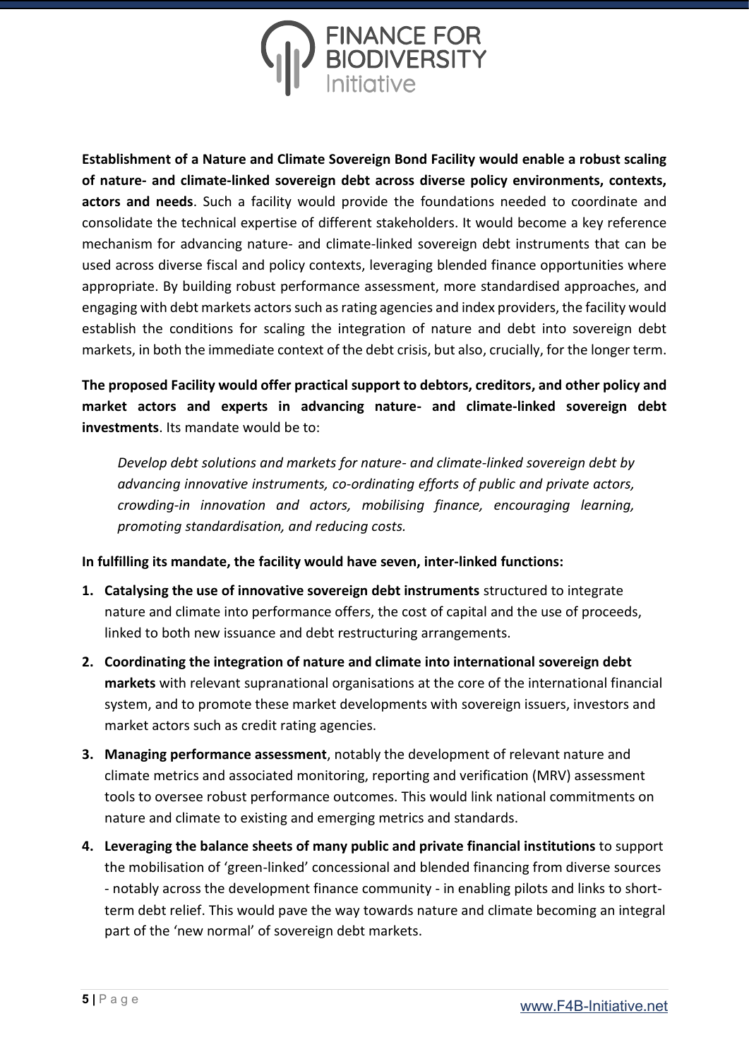**Establishment of a Nature and Climate Sovereign Bond Facility would enable a robust scaling of nature- and climate-linked sovereign debt across diverse policy environments, contexts, actors and needs**. Such a facility would provide the foundations needed to coordinate and consolidate the technical expertise of different stakeholders. It would become a key reference mechanism for advancing nature- and climate-linked sovereign debt instruments that can be used across diverse fiscal and policy contexts, leveraging blended finance opportunities where appropriate. By building robust performance assessment, more standardised approaches, and engaging with debt markets actors such as rating agencies and index providers, the facility would establish the conditions for scaling the integration of nature and debt into sovereign debt markets, in both the immediate context of the debt crisis, but also, crucially, for the longer term.

**The proposed Facility would offer practical support to debtors, creditors, and other policy and market actors and experts in advancing nature- and climate-linked sovereign debt investments**. Its mandate would be to:

> *Develop debt solutions and markets for nature- and climate-linked sovereign debt by advancing innovative instruments, co-ordinating efforts of public and private actors, crowding-in innovation and actors, mobilising finance, encouraging learning, promoting standardisation, and reducing costs.*

**In fulfilling its mandate, the facility would have seven, inter-linked functions:**

1. **Catalysing the use of innovative sovereign debt instruments** structured to integrate nature and climate into performance offers, the cost of capital and the use of proceeds, linked to both new issuance and debt restructuring arrangements.
2. **Coordinating the integration of nature and climate into international sovereign debt markets** with relevant supranational organisations at the core of the international financial system, and to promote these market developments with sovereign issuers, investors and market actors such as credit rating agencies.
3. **Managing performance assessment**, notably the development of relevant nature and climate metrics and associated monitoring, reporting and verification (MRV) assessment tools to oversee robust performance outcomes. This would link national commitments on nature and climate to existing and emerging metrics and standards.
4. **Leveraging the balance sheets of many public and private financial institutions** to support the mobilisation of 'green-linked' concessional and blended financing from diverse sources - notably across the development finance community - in enabling pilots and links to short-term debt relief. This would pave the way towards nature and climate becoming an integral part of the 'new normal' of sovereign debt markets.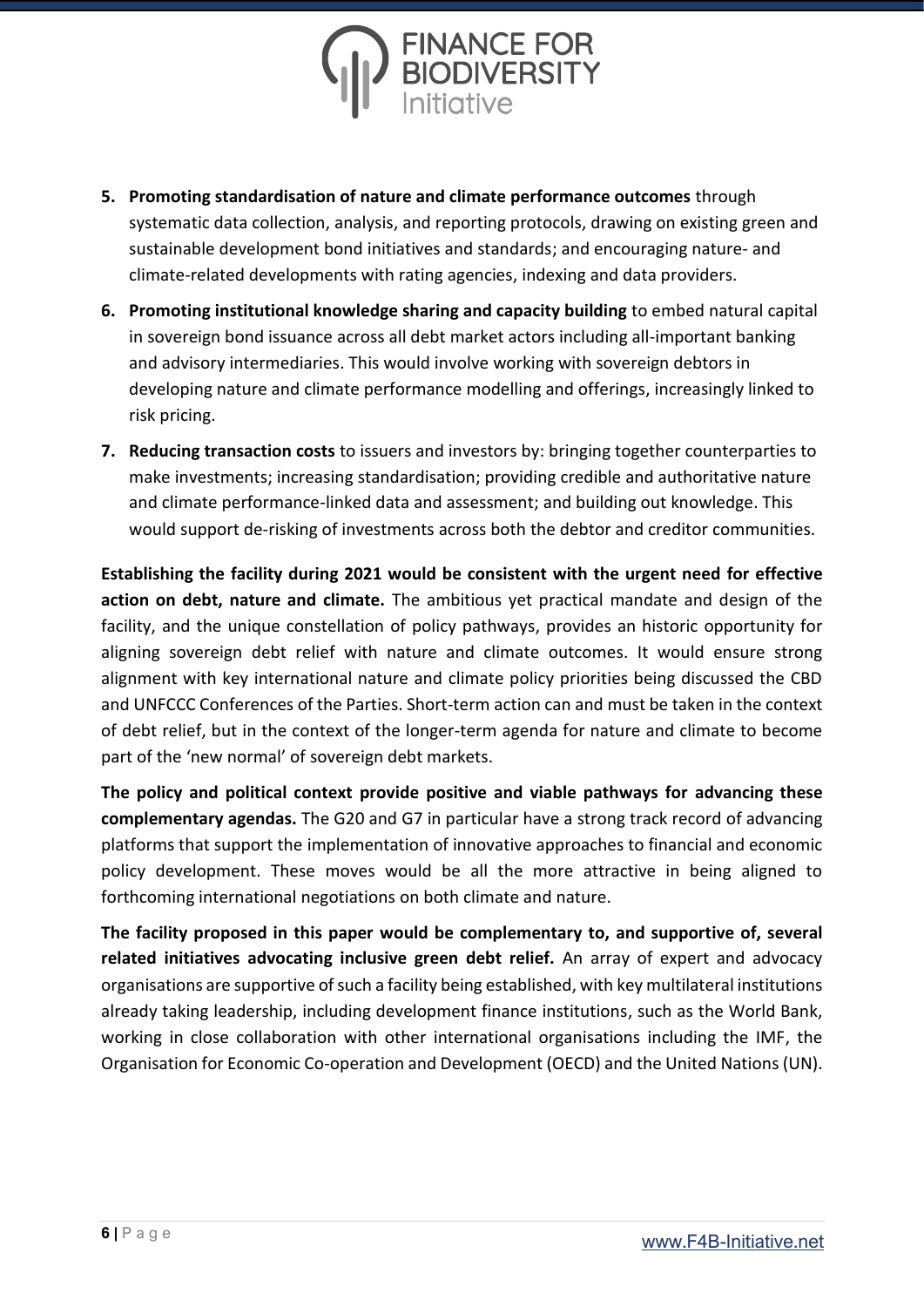5. **Promoting standardisation of nature and climate performance outcomes** through systematic data collection, analysis, and reporting protocols, drawing on existing green and sustainable development bond initiatives and standards; and encouraging nature- and climate-related developments with rating agencies, indexing and data providers.
6. **Promoting institutional knowledge sharing and capacity building** to embed natural capital in sovereign bond issuance across all debt market actors including all-important banking and advisory intermediaries. This would involve working with sovereign debtors in developing nature and climate performance modelling and offerings, increasingly linked to risk pricing.
7. **Reducing transaction costs** to issuers and investors by: bringing together counterparties to make investments; increasing standardisation; providing credible and authoritative nature and climate performance-linked data and assessment; and building out knowledge. This would support de-risking of investments across both the debtor and creditor communities.

**Establishing the facility during 2021 would be consistent with the urgent need for effective action on debt, nature and climate.** The ambitious yet practical mandate and design of the facility, and the unique constellation of policy pathways, provides an historic opportunity for aligning sovereign debt relief with nature and climate outcomes. It would ensure strong alignment with key international nature and climate policy priorities being discussed the CBD and UNFCCC Conferences of the Parties. Short-term action can and must be taken in the context of debt relief, but in the context of the longer-term agenda for nature and climate to become part of the 'new normal' of sovereign debt markets.

**The policy and political context provide positive and viable pathways for advancing these complementary agendas.** The G20 and G7 in particular have a strong track record of advancing platforms that support the implementation of innovative approaches to financial and economic policy development. These moves would be all the more attractive in being aligned to forthcoming international negotiations on both climate and nature.

**The facility proposed in this paper would be complementary to, and supportive of, several related initiatives advocating inclusive green debt relief.** An array of expert and advocacy organisations are supportive of such a facility being established, with key multilateral institutions already taking leadership, including development finance institutions, such as the World Bank, working in close collaboration with other international organisations including the IMF, the Organisation for Economic Co-operation and Development (OECD) and the United Nations (UN).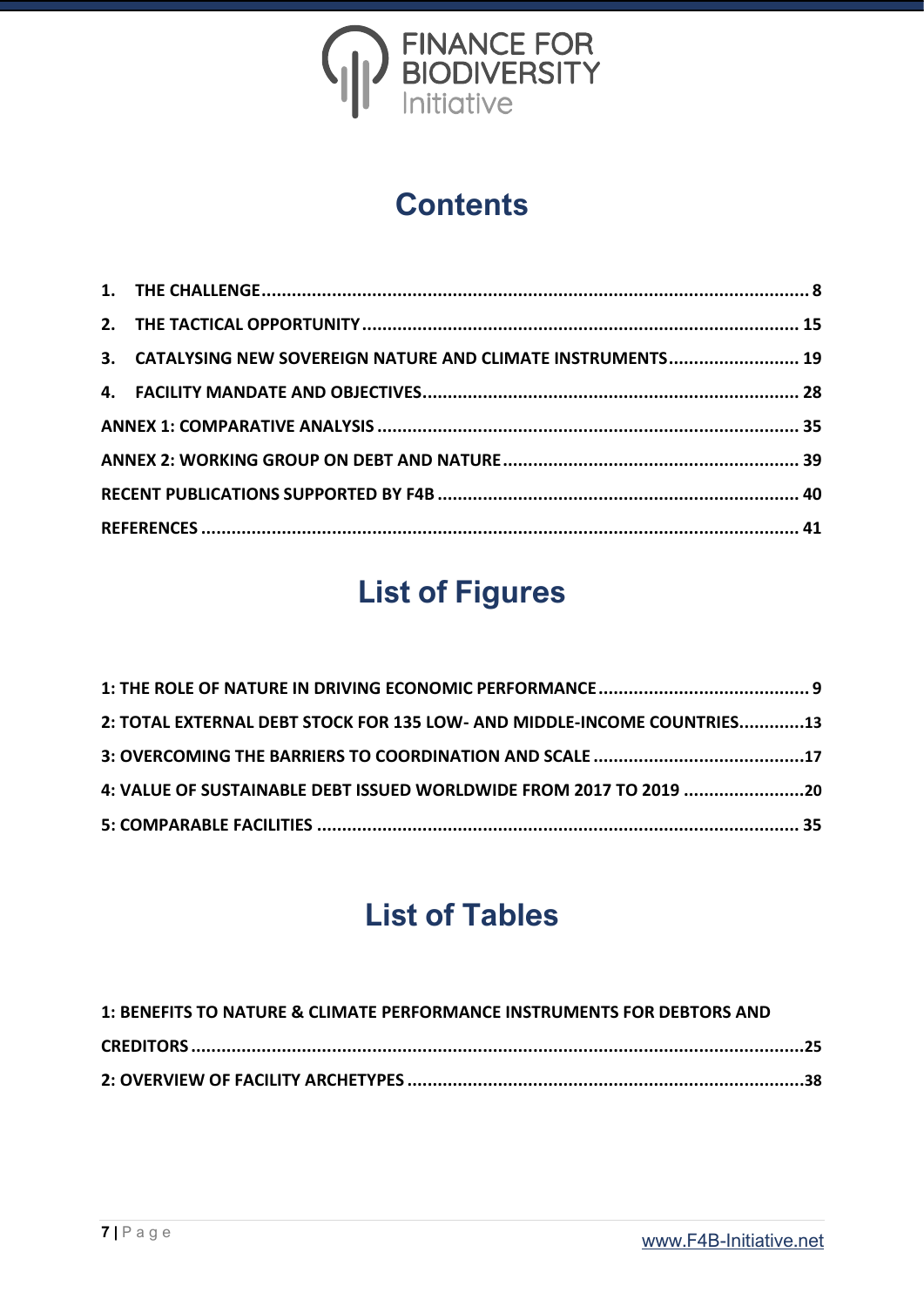# Contents

1. THE CHALLENGE ........................................................................................................... 8
2. THE TACTICAL OPPORTUNITY ...................................................................................... 15
3. CATALYSING NEW SOVEREIGN NATURE AND CLIMATE INSTRUMENTS.......................... 19
4. FACILITY MANDATE AND OBJECTIVES........................................................................... 28

ANNEX 1: COMPARATIVE ANALYSIS .................................................................................. 35

ANNEX 2: WORKING GROUP ON DEBT AND NATURE........................................................... 39

RECENT PUBLICATIONS SUPPORTED BY F4B ....................................................................... 40

REFERENCES ..................................................................................................................... 41

# List of Figures

1: THE ROLE OF NATURE IN DRIVING ECONOMIC PERFORMANCE .......................................... 9

2: TOTAL EXTERNAL DEBT STOCK FOR 135 LOW- AND MIDDLE-INCOME COUNTRIES.............13

3: OVERCOMING THE BARRIERS TO COORDINATION AND SCALE ..........................................17

4: VALUE OF SUSTAINABLE DEBT ISSUED WORLDWIDE FROM 2017 TO 2019 ........................20

5: COMPARABLE FACILITIES ............................................................................................... 35

# List of Tables

1: BENEFITS TO NATURE & CLIMATE PERFORMANCE INSTRUMENTS FOR DEBTORS AND CREDITORS ........................................................................................................................25

2: OVERVIEW OF FACILITY ARCHETYPES ...............................................................................38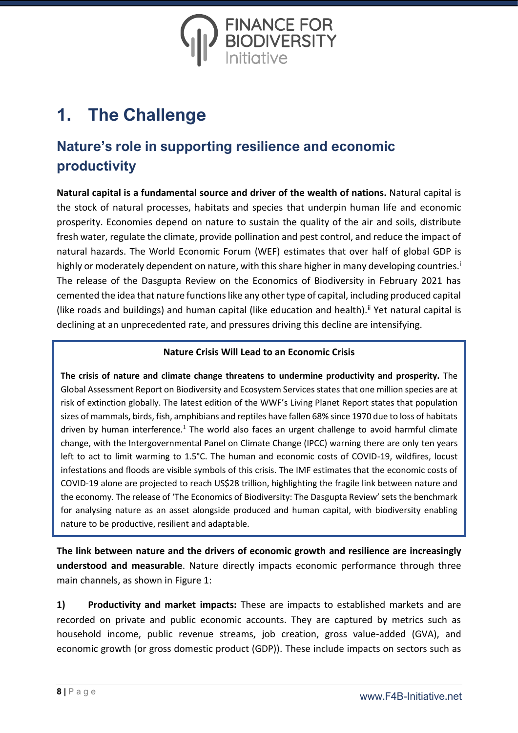# 1. The Challenge

## Nature's role in supporting resilience and economic productivity

**Natural capital is a fundamental source and driver of the wealth of nations.** Natural capital is the stock of natural processes, habitats and species that underpin human life and economic prosperity. Economies depend on nature to sustain the quality of the air and soils, distribute fresh water, regulate the climate, provide pollination and pest control, and reduce the impact of natural hazards. The World Economic Forum (WEF) estimates that over half of global GDP is highly or moderately dependent on nature, with this share higher in many developing countries.[i] The release of the Dasgupta Review on the Economics of Biodiversity in February 2021 has cemented the idea that nature functions like any other type of capital, including produced capital (like roads and buildings) and human capital (like education and health).[ii] Yet natural capital is declining at an unprecedented rate, and pressures driving this decline are intensifying.

**Nature Crisis Will Lead to an Economic Crisis**

**The crisis of nature and climate change threatens to undermine productivity and prosperity.** The Global Assessment Report on Biodiversity and Ecosystem Services states that one million species are at risk of extinction globally. The latest edition of the WWF's Living Planet Report states that population sizes of mammals, birds, fish, amphibians and reptiles have fallen 68% since 1970 due to loss of habitats driven by human interference.[1] The world also faces an urgent challenge to avoid harmful climate change, with the Intergovernmental Panel on Climate Change (IPCC) warning there are only ten years left to act to limit warming to 1.5°C. The human and economic costs of COVID-19, wildfires, locust infestations and floods are visible symbols of this crisis. The IMF estimates that the economic costs of COVID-19 alone are projected to reach US$28 trillion, highlighting the fragile link between nature and the economy. The release of 'The Economics of Biodiversity: The Dasgupta Review' sets the benchmark for analysing nature as an asset alongside produced and human capital, with biodiversity enabling nature to be productive, resilient and adaptable.

**The link between nature and the drivers of economic growth and resilience are increasingly understood and measurable**. Nature directly impacts economic performance through three main channels, as shown in Figure 1:

**1) Productivity and market impacts:** These are impacts to established markets and are recorded on private and public economic accounts. They are captured by metrics such as household income, public revenue streams, job creation, gross value-added (GVA), and economic growth (or gross domestic product (GDP)). These include impacts on sectors such as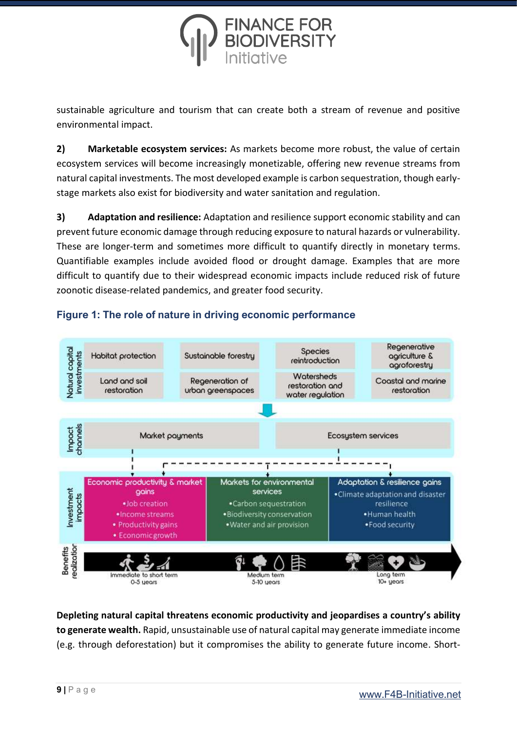sustainable agriculture and tourism that can create both a stream of revenue and positive environmental impact.

**2) Marketable ecosystem services:** As markets become more robust, the value of certain ecosystem services will become increasingly monetizable, offering new revenue streams from natural capital investments. The most developed example is carbon sequestration, though early-stage markets also exist for biodiversity and water sanitation and regulation.

**3) Adaptation and resilience:** Adaptation and resilience support economic stability and can prevent future economic damage through reducing exposure to natural hazards or vulnerability. These are longer-term and sometimes more difficult to quantify directly in monetary terms. Quantifiable examples include avoided flood or drought damage. Examples that are more difficult to quantify due to their widespread economic impacts include reduced risk of future zoonotic disease-related pandemics, and greater food security.

**Figure 1: The role of nature in driving economic performance**

Natural capital investments: Habitat protection | Sustainable forestry | Species reintroduction | Regenerative agriculture & agroforestry | Land and soil restoration | Regeneration of urban greenspaces | Watersheds restoration and water regulation | Coastal and marine restoration

Impact channels: Market payments | Ecosystem services

Investment impacts:
- Economic productivity & market gains: Job creation; Income streams; Productivity gains; Economic growth
- Markets for environmental services: Carbon sequestration; Biodiversity conservation; Water and air provision
- Adaptation & resilience gains: Climate adaptation and disaster resilience; Human health; Food security

Benefits realization: Immediate to short term 0-5 years | Medium term 5-10 years | Long term 10+ years

**Depleting natural capital threatens economic productivity and jeopardises a country's ability to generate wealth.** Rapid, unsustainable use of natural capital may generate immediate income (e.g. through deforestation) but it compromises the ability to generate future income. Short-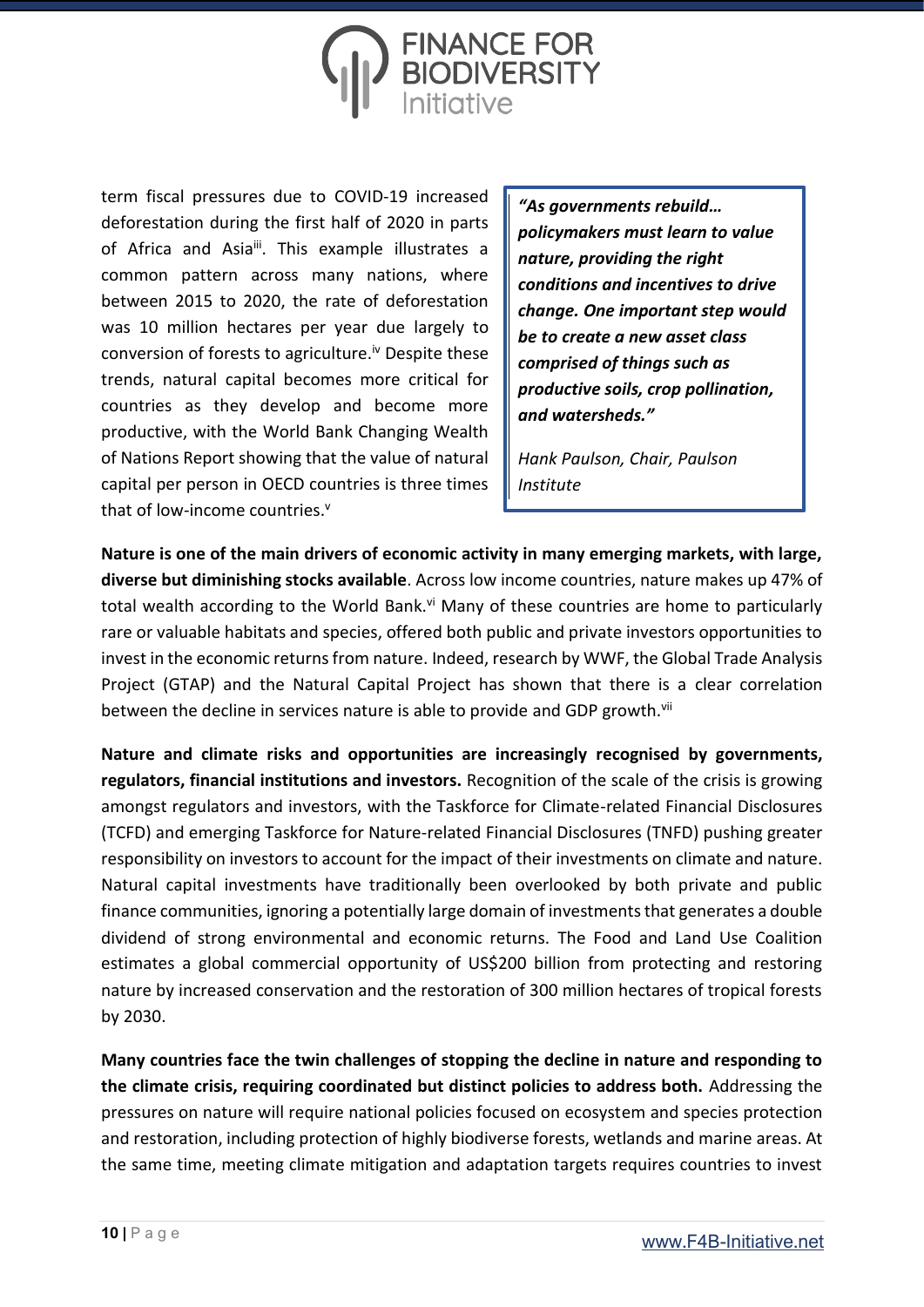term fiscal pressures due to COVID-19 increased deforestation during the first half of 2020 in parts of Africa and Asia[iii]. This example illustrates a common pattern across many nations, where between 2015 to 2020, the rate of deforestation was 10 million hectares per year due largely to conversion of forests to agriculture.[iv] Despite these trends, natural capital becomes more critical for countries as they develop and become more productive, with the World Bank Changing Wealth of Nations Report showing that the value of natural capital per person in OECD countries is three times that of low-income countries.[v]

> ***"As governments rebuild… policymakers must learn to value nature, providing the right conditions and incentives to drive change. One important step would be to create a new asset class comprised of things such as productive soils, crop pollination, and watersheds."***
>
> *Hank Paulson, Chair, Paulson Institute*

**Nature is one of the main drivers of economic activity in many emerging markets, with large, diverse but diminishing stocks available**. Across low income countries, nature makes up 47% of total wealth according to the World Bank.[vi] Many of these countries are home to particularly rare or valuable habitats and species, offered both public and private investors opportunities to invest in the economic returns from nature. Indeed, research by WWF, the Global Trade Analysis Project (GTAP) and the Natural Capital Project has shown that there is a clear correlation between the decline in services nature is able to provide and GDP growth.[vii]

**Nature and climate risks and opportunities are increasingly recognised by governments, regulators, financial institutions and investors.** Recognition of the scale of the crisis is growing amongst regulators and investors, with the Taskforce for Climate-related Financial Disclosures (TCFD) and emerging Taskforce for Nature-related Financial Disclosures (TNFD) pushing greater responsibility on investors to account for the impact of their investments on climate and nature. Natural capital investments have traditionally been overlooked by both private and public finance communities, ignoring a potentially large domain of investments that generates a double dividend of strong environmental and economic returns. The Food and Land Use Coalition estimates a global commercial opportunity of US$200 billion from protecting and restoring nature by increased conservation and the restoration of 300 million hectares of tropical forests by 2030.

**Many countries face the twin challenges of stopping the decline in nature and responding to the climate crisis, requiring coordinated but distinct policies to address both.** Addressing the pressures on nature will require national policies focused on ecosystem and species protection and restoration, including protection of highly biodiverse forests, wetlands and marine areas. At the same time, meeting climate mitigation and adaptation targets requires countries to invest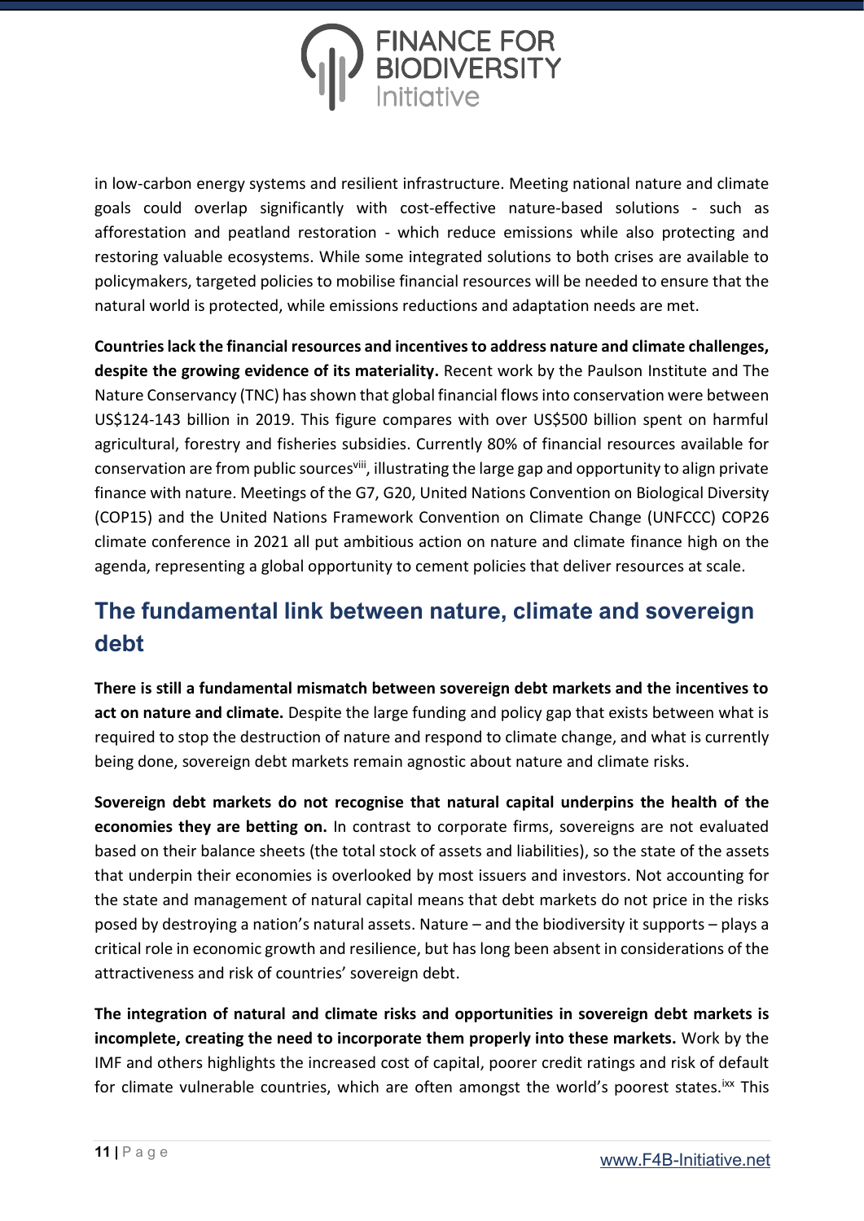in low-carbon energy systems and resilient infrastructure. Meeting national nature and climate goals could overlap significantly with cost-effective nature-based solutions - such as afforestation and peatland restoration - which reduce emissions while also protecting and restoring valuable ecosystems. While some integrated solutions to both crises are available to policymakers, targeted policies to mobilise financial resources will be needed to ensure that the natural world is protected, while emissions reductions and adaptation needs are met.

**Countries lack the financial resources and incentives to address nature and climate challenges, despite the growing evidence of its materiality.** Recent work by the Paulson Institute and The Nature Conservancy (TNC) has shown that global financial flows into conservation were between US$124-143 billion in 2019. This figure compares with over US$500 billion spent on harmful agricultural, forestry and fisheries subsidies. Currently 80% of financial resources available for conservation are from public sources[viii], illustrating the large gap and opportunity to align private finance with nature. Meetings of the G7, G20, United Nations Convention on Biological Diversity (COP15) and the United Nations Framework Convention on Climate Change (UNFCCC) COP26 climate conference in 2021 all put ambitious action on nature and climate finance high on the agenda, representing a global opportunity to cement policies that deliver resources at scale.

## The fundamental link between nature, climate and sovereign debt

**There is still a fundamental mismatch between sovereign debt markets and the incentives to act on nature and climate.** Despite the large funding and policy gap that exists between what is required to stop the destruction of nature and respond to climate change, and what is currently being done, sovereign debt markets remain agnostic about nature and climate risks.

**Sovereign debt markets do not recognise that natural capital underpins the health of the economies they are betting on.** In contrast to corporate firms, sovereigns are not evaluated based on their balance sheets (the total stock of assets and liabilities), so the state of the assets that underpin their economies is overlooked by most issuers and investors. Not accounting for the state and management of natural capital means that debt markets do not price in the risks posed by destroying a nation's natural assets. Nature – and the biodiversity it supports – plays a critical role in economic growth and resilience, but has long been absent in considerations of the attractiveness and risk of countries' sovereign debt.

**The integration of natural and climate risks and opportunities in sovereign debt markets is incomplete, creating the need to incorporate them properly into these markets.** Work by the IMF and others highlights the increased cost of capital, poorer credit ratings and risk of default for climate vulnerable countries, which are often amongst the world's poorest states.[ixx] This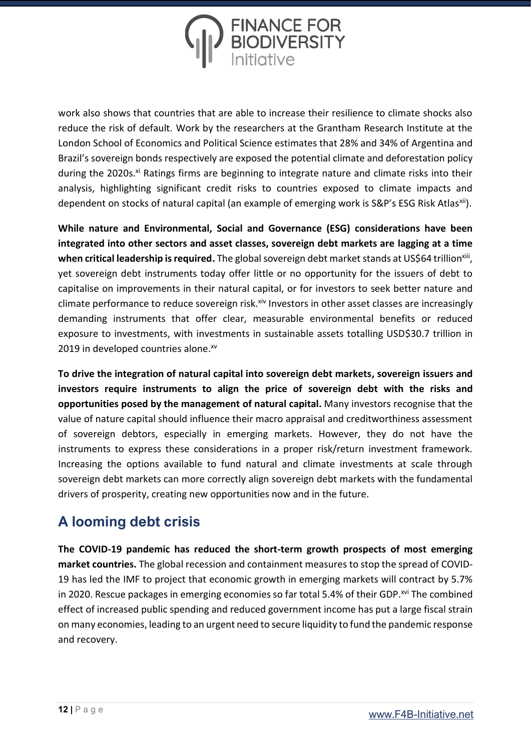work also shows that countries that are able to increase their resilience to climate shocks also reduce the risk of default. Work by the researchers at the Grantham Research Institute at the London School of Economics and Political Science estimates that 28% and 34% of Argentina and Brazil's sovereign bonds respectively are exposed the potential climate and deforestation policy during the 2020s.[xi] Ratings firms are beginning to integrate nature and climate risks into their analysis, highlighting significant credit risks to countries exposed to climate impacts and dependent on stocks of natural capital (an example of emerging work is S&P's ESG Risk Atlas[xii]).

**While nature and Environmental, Social and Governance (ESG) considerations have been integrated into other sectors and asset classes, sovereign debt markets are lagging at a time when critical leadership is required.** The global sovereign debt market stands at US$64 trillion[xiii], yet sovereign debt instruments today offer little or no opportunity for the issuers of debt to capitalise on improvements in their natural capital, or for investors to seek better nature and climate performance to reduce sovereign risk.[xiv] Investors in other asset classes are increasingly demanding instruments that offer clear, measurable environmental benefits or reduced exposure to investments, with investments in sustainable assets totalling USD$30.7 trillion in 2019 in developed countries alone.[xv]

**To drive the integration of natural capital into sovereign debt markets, sovereign issuers and investors require instruments to align the price of sovereign debt with the risks and opportunities posed by the management of natural capital.** Many investors recognise that the value of nature capital should influence their macro appraisal and creditworthiness assessment of sovereign debtors, especially in emerging markets. However, they do not have the instruments to express these considerations in a proper risk/return investment framework. Increasing the options available to fund natural and climate investments at scale through sovereign debt markets can more correctly align sovereign debt markets with the fundamental drivers of prosperity, creating new opportunities now and in the future.

## A looming debt crisis

**The COVID-19 pandemic has reduced the short-term growth prospects of most emerging market countries.** The global recession and containment measures to stop the spread of COVID-19 has led the IMF to project that economic growth in emerging markets will contract by 5.7% in 2020. Rescue packages in emerging economies so far total 5.4% of their GDP.[xvi] The combined effect of increased public spending and reduced government income has put a large fiscal strain on many economies, leading to an urgent need to secure liquidity to fund the pandemic response and recovery.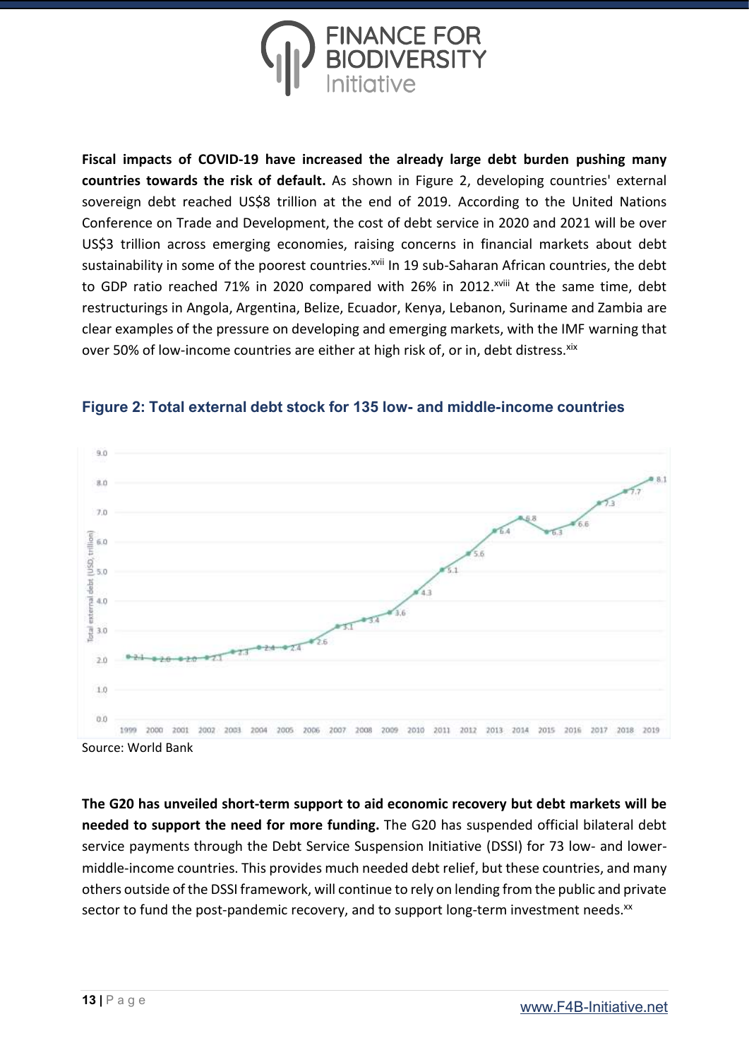**Fiscal impacts of COVID-19 have increased the already large debt burden pushing many countries towards the risk of default.** As shown in Figure 2, developing countries' external sovereign debt reached US$8 trillion at the end of 2019. According to the United Nations Conference on Trade and Development, the cost of debt service in 2020 and 2021 will be over US$3 trillion across emerging economies, raising concerns in financial markets about debt sustainability in some of the poorest countries.[xvii] In 19 sub-Saharan African countries, the debt to GDP ratio reached 71% in 2020 compared with 26% in 2012.[xviii] At the same time, debt restructurings in Angola, Argentina, Belize, Ecuador, Kenya, Lebanon, Suriname and Zambia are clear examples of the pressure on developing and emerging markets, with the IMF warning that over 50% of low-income countries are either at high risk of, or in, debt distress.[xix]

### Figure 2: Total external debt stock for 135 low- and middle-income countries

| Year | Total external debt (USD, trillion) |
|---|---|
| 1999 | 2.1 |
| 2000 | 2.0 |
| 2001 | 2.0 |
| 2002 | 2.1 |
| 2003 | 2.3 |
| 2004 | 2.4 |
| 2005 | 2.4 |
| 2006 | 2.6 |
| 2007 | 3.1 |
| 2008 | 3.4 |
| 2009 | 3.6 |
| 2010 | 4.3 |
| 2011 | 5.1 |
| 2012 | 5.6 |
| 2013 | 6.4 |
| 2014 | 6.8 |
| 2015 | 6.3 |
| 2016 | 6.6 |
| 2017 | 7.3 |
| 2018 | 7.7 |
| 2019 | 8.1 |

Source: World Bank

**The G20 has unveiled short-term support to aid economic recovery but debt markets will be needed to support the need for more funding.** The G20 has suspended official bilateral debt service payments through the Debt Service Suspension Initiative (DSSI) for 73 low- and lower-middle-income countries. This provides much needed debt relief, but these countries, and many others outside of the DSSI framework, will continue to rely on lending from the public and private sector to fund the post-pandemic recovery, and to support long-term investment needs.[xx]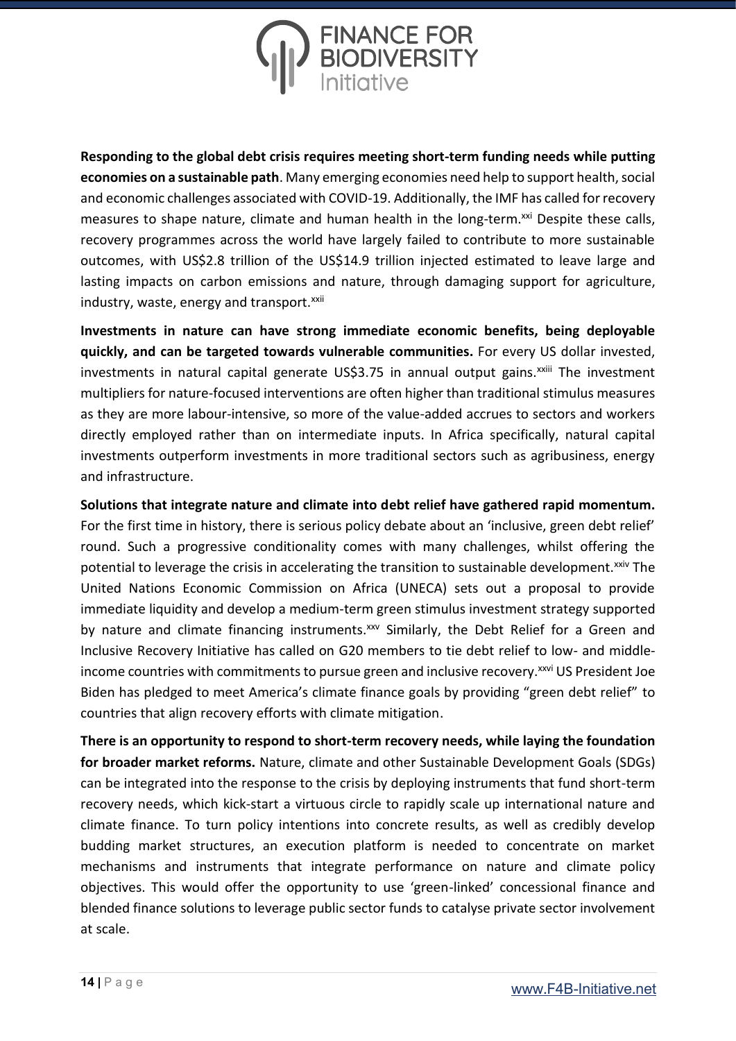**Responding to the global debt crisis requires meeting short-term funding needs while putting economies on a sustainable path**. Many emerging economies need help to support health, social and economic challenges associated with COVID-19. Additionally, the IMF has called for recovery measures to shape nature, climate and human health in the long-term.[xxi] Despite these calls, recovery programmes across the world have largely failed to contribute to more sustainable outcomes, with US$2.8 trillion of the US$14.9 trillion injected estimated to leave large and lasting impacts on carbon emissions and nature, through damaging support for agriculture, industry, waste, energy and transport.[xxii]

**Investments in nature can have strong immediate economic benefits, being deployable quickly, and can be targeted towards vulnerable communities.** For every US dollar invested, investments in natural capital generate US$3.75 in annual output gains.[xxiii] The investment multipliers for nature-focused interventions are often higher than traditional stimulus measures as they are more labour-intensive, so more of the value-added accrues to sectors and workers directly employed rather than on intermediate inputs. In Africa specifically, natural capital investments outperform investments in more traditional sectors such as agribusiness, energy and infrastructure.

**Solutions that integrate nature and climate into debt relief have gathered rapid momentum.** For the first time in history, there is serious policy debate about an 'inclusive, green debt relief' round. Such a progressive conditionality comes with many challenges, whilst offering the potential to leverage the crisis in accelerating the transition to sustainable development.[xxiv] The United Nations Economic Commission on Africa (UNECA) sets out a proposal to provide immediate liquidity and develop a medium-term green stimulus investment strategy supported by nature and climate financing instruments.[xxv] Similarly, the Debt Relief for a Green and Inclusive Recovery Initiative has called on G20 members to tie debt relief to low- and middle-income countries with commitments to pursue green and inclusive recovery.[xxvi] US President Joe Biden has pledged to meet America's climate finance goals by providing "green debt relief" to countries that align recovery efforts with climate mitigation.

**There is an opportunity to respond to short-term recovery needs, while laying the foundation for broader market reforms.** Nature, climate and other Sustainable Development Goals (SDGs) can be integrated into the response to the crisis by deploying instruments that fund short-term recovery needs, which kick-start a virtuous circle to rapidly scale up international nature and climate finance. To turn policy intentions into concrete results, as well as credibly develop budding market structures, an execution platform is needed to concentrate on market mechanisms and instruments that integrate performance on nature and climate policy objectives. This would offer the opportunity to use 'green-linked' concessional finance and blended finance solutions to leverage public sector funds to catalyse private sector involvement at scale.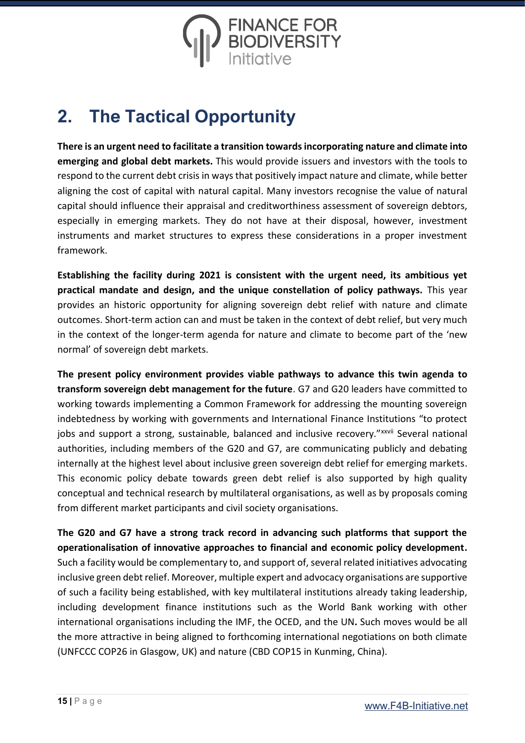# 2. The Tactical Opportunity

**There is an urgent need to facilitate a transition towards incorporating nature and climate into emerging and global debt markets.** This would provide issuers and investors with the tools to respond to the current debt crisis in ways that positively impact nature and climate, while better aligning the cost of capital with natural capital. Many investors recognise the value of natural capital should influence their appraisal and creditworthiness assessment of sovereign debtors, especially in emerging markets. They do not have at their disposal, however, investment instruments and market structures to express these considerations in a proper investment framework.

**Establishing the facility during 2021 is consistent with the urgent need, its ambitious yet practical mandate and design, and the unique constellation of policy pathways.** This year provides an historic opportunity for aligning sovereign debt relief with nature and climate outcomes. Short-term action can and must be taken in the context of debt relief, but very much in the context of the longer-term agenda for nature and climate to become part of the 'new normal' of sovereign debt markets.

**The present policy environment provides viable pathways to advance this twin agenda to transform sovereign debt management for the future**. G7 and G20 leaders have committed to working towards implementing a Common Framework for addressing the mounting sovereign indebtedness by working with governments and International Finance Institutions "to protect jobs and support a strong, sustainable, balanced and inclusive recovery."[xxvii] Several national authorities, including members of the G20 and G7, are communicating publicly and debating internally at the highest level about inclusive green sovereign debt relief for emerging markets. This economic policy debate towards green debt relief is also supported by high quality conceptual and technical research by multilateral organisations, as well as by proposals coming from different market participants and civil society organisations.

**The G20 and G7 have a strong track record in advancing such platforms that support the operationalisation of innovative approaches to financial and economic policy development.** Such a facility would be complementary to, and support of, several related initiatives advocating inclusive green debt relief. Moreover, multiple expert and advocacy organisations are supportive of such a facility being established, with key multilateral institutions already taking leadership, including development finance institutions such as the World Bank working with other international organisations including the IMF, the OCED, and the UN**.** Such moves would be all the more attractive in being aligned to forthcoming international negotiations on both climate (UNFCCC COP26 in Glasgow, UK) and nature (CBD COP15 in Kunming, China).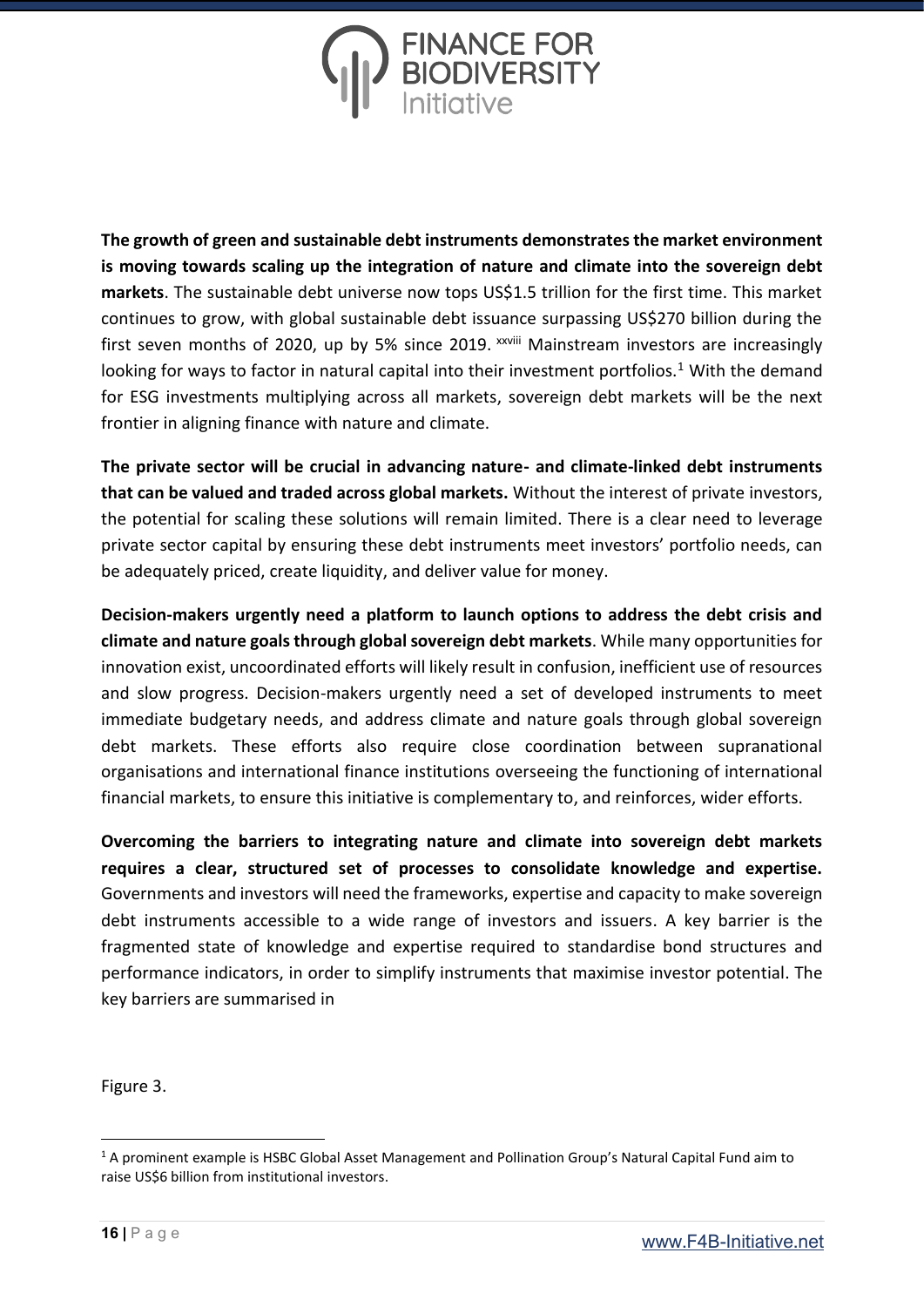**The growth of green and sustainable debt instruments demonstrates the market environment is moving towards scaling up the integration of nature and climate into the sovereign debt markets**. The sustainable debt universe now tops US$1.5 trillion for the first time. This market continues to grow, with global sustainable debt issuance surpassing US$270 billion during the first seven months of 2020, up by 5% since 2019. [xxviii] Mainstream investors are increasingly looking for ways to factor in natural capital into their investment portfolios.[1] With the demand for ESG investments multiplying across all markets, sovereign debt markets will be the next frontier in aligning finance with nature and climate.

**The private sector will be crucial in advancing nature- and climate-linked debt instruments that can be valued and traded across global markets.** Without the interest of private investors, the potential for scaling these solutions will remain limited. There is a clear need to leverage private sector capital by ensuring these debt instruments meet investors' portfolio needs, can be adequately priced, create liquidity, and deliver value for money.

**Decision-makers urgently need a platform to launch options to address the debt crisis and climate and nature goals through global sovereign debt markets**. While many opportunities for innovation exist, uncoordinated efforts will likely result in confusion, inefficient use of resources and slow progress. Decision-makers urgently need a set of developed instruments to meet immediate budgetary needs, and address climate and nature goals through global sovereign debt markets. These efforts also require close coordination between supranational organisations and international finance institutions overseeing the functioning of international financial markets, to ensure this initiative is complementary to, and reinforces, wider efforts.

**Overcoming the barriers to integrating nature and climate into sovereign debt markets requires a clear, structured set of processes to consolidate knowledge and expertise.** Governments and investors will need the frameworks, expertise and capacity to make sovereign debt instruments accessible to a wide range of investors and issuers. A key barrier is the fragmented state of knowledge and expertise required to standardise bond structures and performance indicators, in order to simplify instruments that maximise investor potential. The key barriers are summarised in

Figure 3.

---

[1] A prominent example is HSBC Global Asset Management and Pollination Group's Natural Capital Fund aim to raise US$6 billion from institutional investors.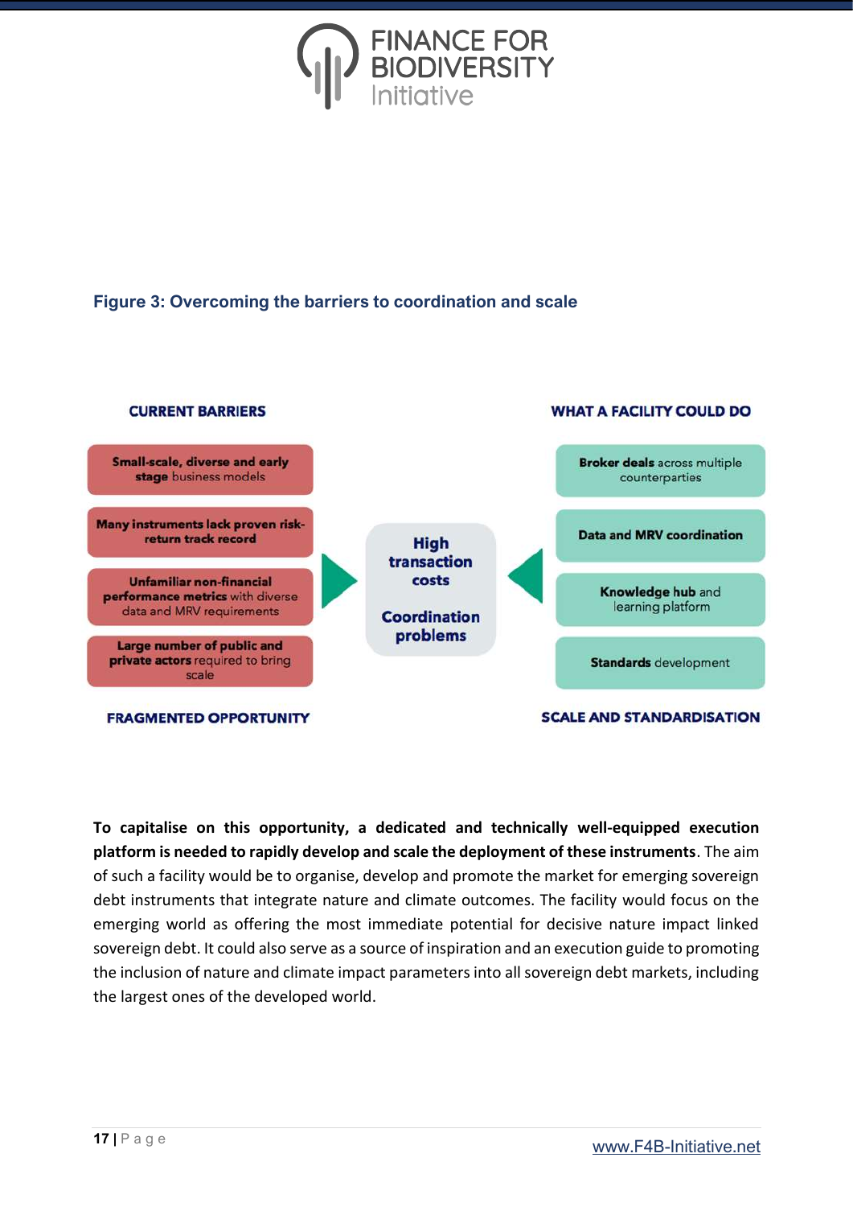### Figure 3: Overcoming the barriers to coordination and scale

**CURRENT BARRIERS**

- **Small-scale, diverse and early stage** business models
- **Many instruments lack proven risk-return track record**
- **Unfamiliar non-financial performance metrics** with diverse data and MRV requirements
- **Large number of public and private actors** required to bring scale

**FRAGMENTED OPPORTUNITY**

**High transaction costs**

**Coordination problems**

**WHAT A FACILITY COULD DO**

- **Broker deals** across multiple counterparties
- **Data and MRV coordination**
- **Knowledge hub** and learning platform
- **Standards** development

**SCALE AND STANDARDISATION**

**To capitalise on this opportunity, a dedicated and technically well-equipped execution platform is needed to rapidly develop and scale the deployment of these instruments**. The aim of such a facility would be to organise, develop and promote the market for emerging sovereign debt instruments that integrate nature and climate outcomes. The facility would focus on the emerging world as offering the most immediate potential for decisive nature impact linked sovereign debt. It could also serve as a source of inspiration and an execution guide to promoting the inclusion of nature and climate impact parameters into all sovereign debt markets, including the largest ones of the developed world.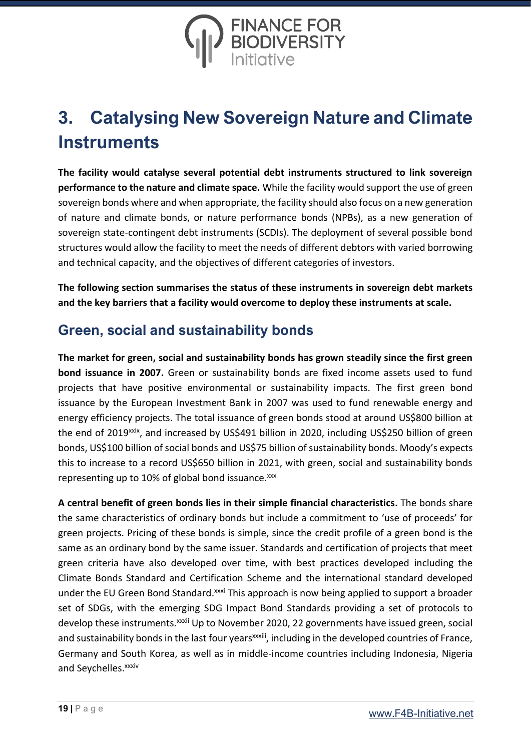# 3. Catalysing New Sovereign Nature and Climate Instruments

**The facility would catalyse several potential debt instruments structured to link sovereign performance to the nature and climate space.** While the facility would support the use of green sovereign bonds where and when appropriate, the facility should also focus on a new generation of nature and climate bonds, or nature performance bonds (NPBs), as a new generation of sovereign state-contingent debt instruments (SCDIs). The deployment of several possible bond structures would allow the facility to meet the needs of different debtors with varied borrowing and technical capacity, and the objectives of different categories of investors.

**The following section summarises the status of these instruments in sovereign debt markets and the key barriers that a facility would overcome to deploy these instruments at scale.**

## Green, social and sustainability bonds

**The market for green, social and sustainability bonds has grown steadily since the first green bond issuance in 2007.** Green or sustainability bonds are fixed income assets used to fund projects that have positive environmental or sustainability impacts. The first green bond issuance by the European Investment Bank in 2007 was used to fund renewable energy and energy efficiency projects. The total issuance of green bonds stood at around US$800 billion at the end of 2019[xxix], and increased by US$491 billion in 2020, including US$250 billion of green bonds, US$100 billion of social bonds and US$75 billion of sustainability bonds. Moody's expects this to increase to a record US$650 billion in 2021, with green, social and sustainability bonds representing up to 10% of global bond issuance.[xxx]

**A central benefit of green bonds lies in their simple financial characteristics.** The bonds share the same characteristics of ordinary bonds but include a commitment to 'use of proceeds' for green projects. Pricing of these bonds is simple, since the credit profile of a green bond is the same as an ordinary bond by the same issuer. Standards and certification of projects that meet green criteria have also developed over time, with best practices developed including the Climate Bonds Standard and Certification Scheme and the international standard developed under the EU Green Bond Standard.[xxxi] This approach is now being applied to support a broader set of SDGs, with the emerging SDG Impact Bond Standards providing a set of protocols to develop these instruments.[xxxii] Up to November 2020, 22 governments have issued green, social and sustainability bonds in the last four years[xxxiii], including in the developed countries of France, Germany and South Korea, as well as in middle-income countries including Indonesia, Nigeria and Seychelles.[xxxiv]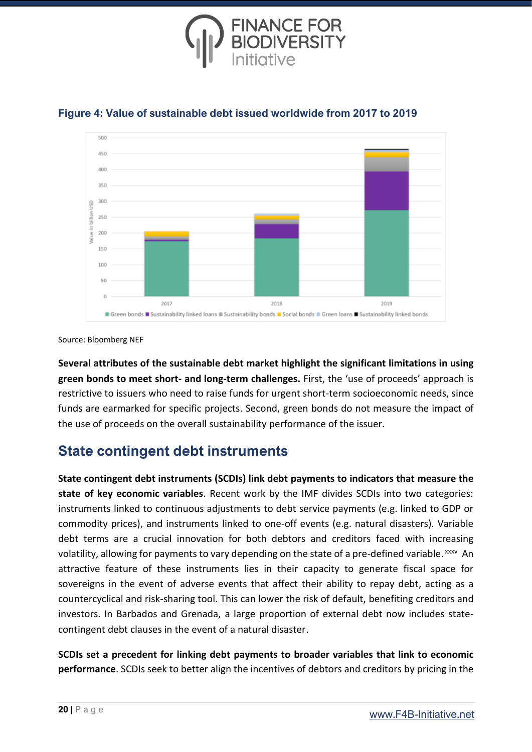**Figure 4: Value of sustainable debt issued worldwide from 2017 to 2019**

Source: Bloomberg NEF

**Several attributes of the sustainable debt market highlight the significant limitations in using green bonds to meet short- and long-term challenges.** First, the 'use of proceeds' approach is restrictive to issuers who need to raise funds for urgent short-term socioeconomic needs, since funds are earmarked for specific projects. Second, green bonds do not measure the impact of the use of proceeds on the overall sustainability performance of the issuer.

## State contingent debt instruments

**State contingent debt instruments (SCDIs) link debt payments to indicators that measure the state of key economic variables**. Recent work by the IMF divides SCDIs into two categories: instruments linked to continuous adjustments to debt service payments (e.g. linked to GDP or commodity prices), and instruments linked to one-off events (e.g. natural disasters). Variable debt terms are a crucial innovation for both debtors and creditors faced with increasing volatility, allowing for payments to vary depending on the state of a pre-defined variable.[xxxv] An attractive feature of these instruments lies in their capacity to generate fiscal space for sovereigns in the event of adverse events that affect their ability to repay debt, acting as a countercyclical and risk-sharing tool. This can lower the risk of default, benefiting creditors and investors. In Barbados and Grenada, a large proportion of external debt now includes state-contingent debt clauses in the event of a natural disaster.

**SCDIs set a precedent for linking debt payments to broader variables that link to economic performance**. SCDIs seek to better align the incentives of debtors and creditors by pricing in the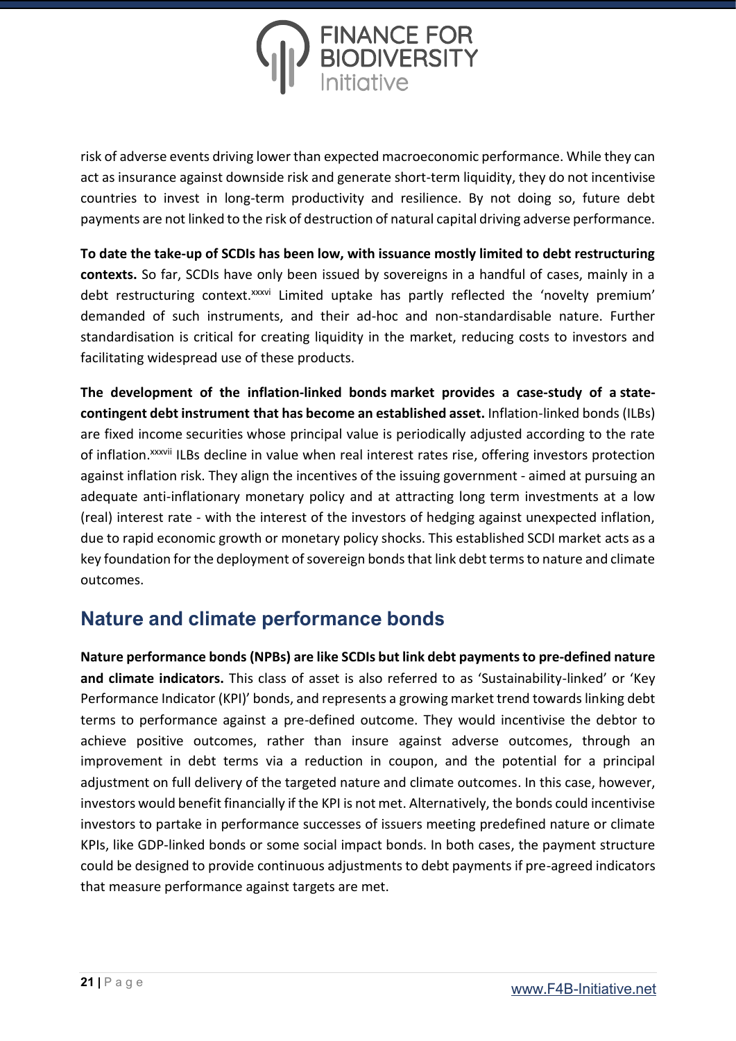risk of adverse events driving lower than expected macroeconomic performance. While they can act as insurance against downside risk and generate short-term liquidity, they do not incentivise countries to invest in long-term productivity and resilience. By not doing so, future debt payments are not linked to the risk of destruction of natural capital driving adverse performance.

**To date the take-up of SCDIs has been low, with issuance mostly limited to debt restructuring contexts.** So far, SCDIs have only been issued by sovereigns in a handful of cases, mainly in a debt restructuring context.[xxxvi] Limited uptake has partly reflected the 'novelty premium' demanded of such instruments, and their ad-hoc and non-standardisable nature. Further standardisation is critical for creating liquidity in the market, reducing costs to investors and facilitating widespread use of these products.

**The development of the inflation-linked bonds market provides a case-study of a state-contingent debt instrument that has become an established asset.** Inflation-linked bonds (ILBs) are fixed income securities whose principal value is periodically adjusted according to the rate of inflation.[xxxvii] ILBs decline in value when real interest rates rise, offering investors protection against inflation risk. They align the incentives of the issuing government - aimed at pursuing an adequate anti-inflationary monetary policy and at attracting long term investments at a low (real) interest rate - with the interest of the investors of hedging against unexpected inflation, due to rapid economic growth or monetary policy shocks. This established SCDI market acts as a key foundation for the deployment of sovereign bonds that link debt terms to nature and climate outcomes.

## Nature and climate performance bonds

**Nature performance bonds (NPBs) are like SCDIs but link debt payments to pre-defined nature and climate indicators.** This class of asset is also referred to as 'Sustainability-linked' or 'Key Performance Indicator (KPI)' bonds, and represents a growing market trend towards linking debt terms to performance against a pre-defined outcome. They would incentivise the debtor to achieve positive outcomes, rather than insure against adverse outcomes, through an improvement in debt terms via a reduction in coupon, and the potential for a principal adjustment on full delivery of the targeted nature and climate outcomes. In this case, however, investors would benefit financially if the KPI is not met. Alternatively, the bonds could incentivise investors to partake in performance successes of issuers meeting predefined nature or climate KPIs, like GDP-linked bonds or some social impact bonds. In both cases, the payment structure could be designed to provide continuous adjustments to debt payments if pre-agreed indicators that measure performance against targets are met.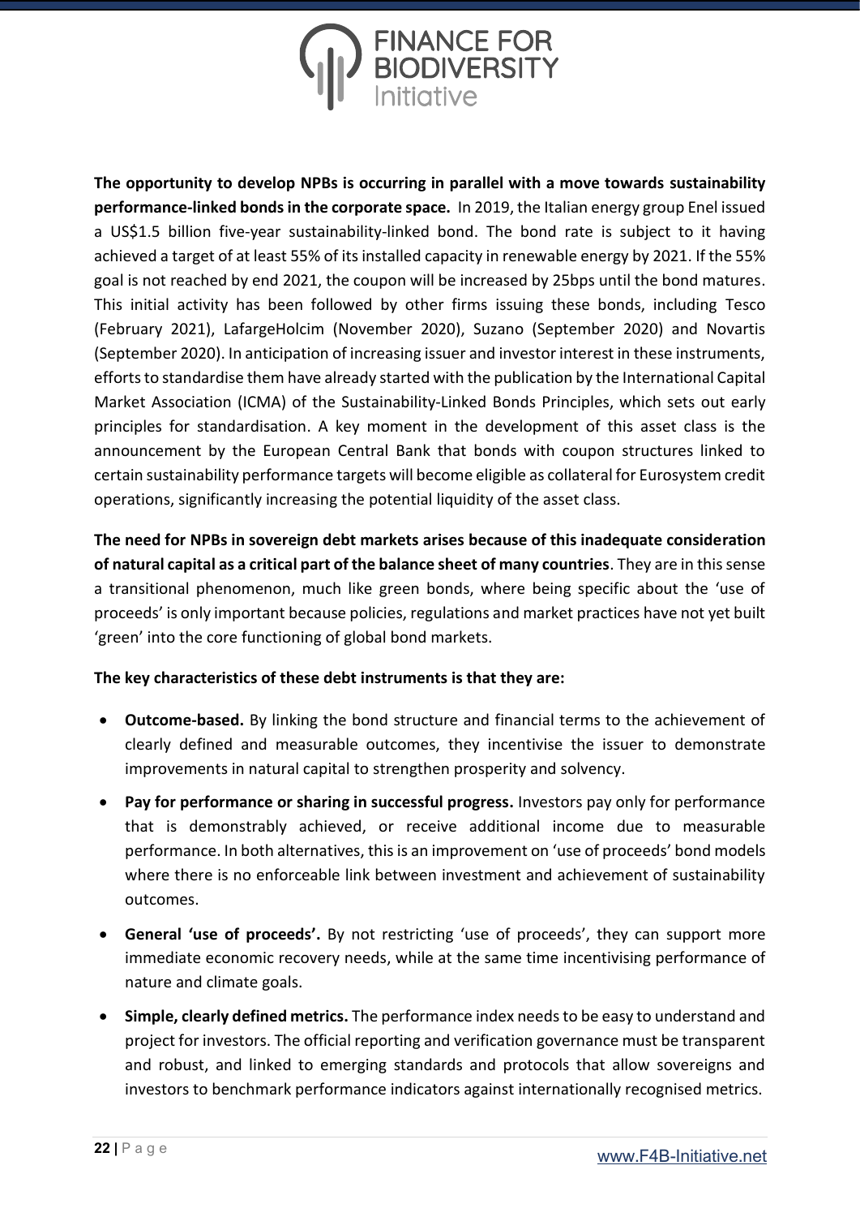**The opportunity to develop NPBs is occurring in parallel with a move towards sustainability performance-linked bonds in the corporate space.** In 2019, the Italian energy group Enel issued a US$1.5 billion five-year sustainability-linked bond. The bond rate is subject to it having achieved a target of at least 55% of its installed capacity in renewable energy by 2021. If the 55% goal is not reached by end 2021, the coupon will be increased by 25bps until the bond matures. This initial activity has been followed by other firms issuing these bonds, including Tesco (February 2021), LafargeHolcim (November 2020), Suzano (September 2020) and Novartis (September 2020). In anticipation of increasing issuer and investor interest in these instruments, efforts to standardise them have already started with the publication by the International Capital Market Association (ICMA) of the Sustainability-Linked Bonds Principles, which sets out early principles for standardisation. A key moment in the development of this asset class is the announcement by the European Central Bank that bonds with coupon structures linked to certain sustainability performance targets will become eligible as collateral for Eurosystem credit operations, significantly increasing the potential liquidity of the asset class.

**The need for NPBs in sovereign debt markets arises because of this inadequate consideration of natural capital as a critical part of the balance sheet of many countries**. They are in this sense a transitional phenomenon, much like green bonds, where being specific about the 'use of proceeds' is only important because policies, regulations and market practices have not yet built 'green' into the core functioning of global bond markets.

**The key characteristics of these debt instruments is that they are:**

- **Outcome-based.** By linking the bond structure and financial terms to the achievement of clearly defined and measurable outcomes, they incentivise the issuer to demonstrate improvements in natural capital to strengthen prosperity and solvency.
- **Pay for performance or sharing in successful progress.** Investors pay only for performance that is demonstrably achieved, or receive additional income due to measurable performance. In both alternatives, this is an improvement on 'use of proceeds' bond models where there is no enforceable link between investment and achievement of sustainability outcomes.
- **General 'use of proceeds'.** By not restricting 'use of proceeds', they can support more immediate economic recovery needs, while at the same time incentivising performance of nature and climate goals.
- **Simple, clearly defined metrics.** The performance index needs to be easy to understand and project for investors. The official reporting and verification governance must be transparent and robust, and linked to emerging standards and protocols that allow sovereigns and investors to benchmark performance indicators against internationally recognised metrics.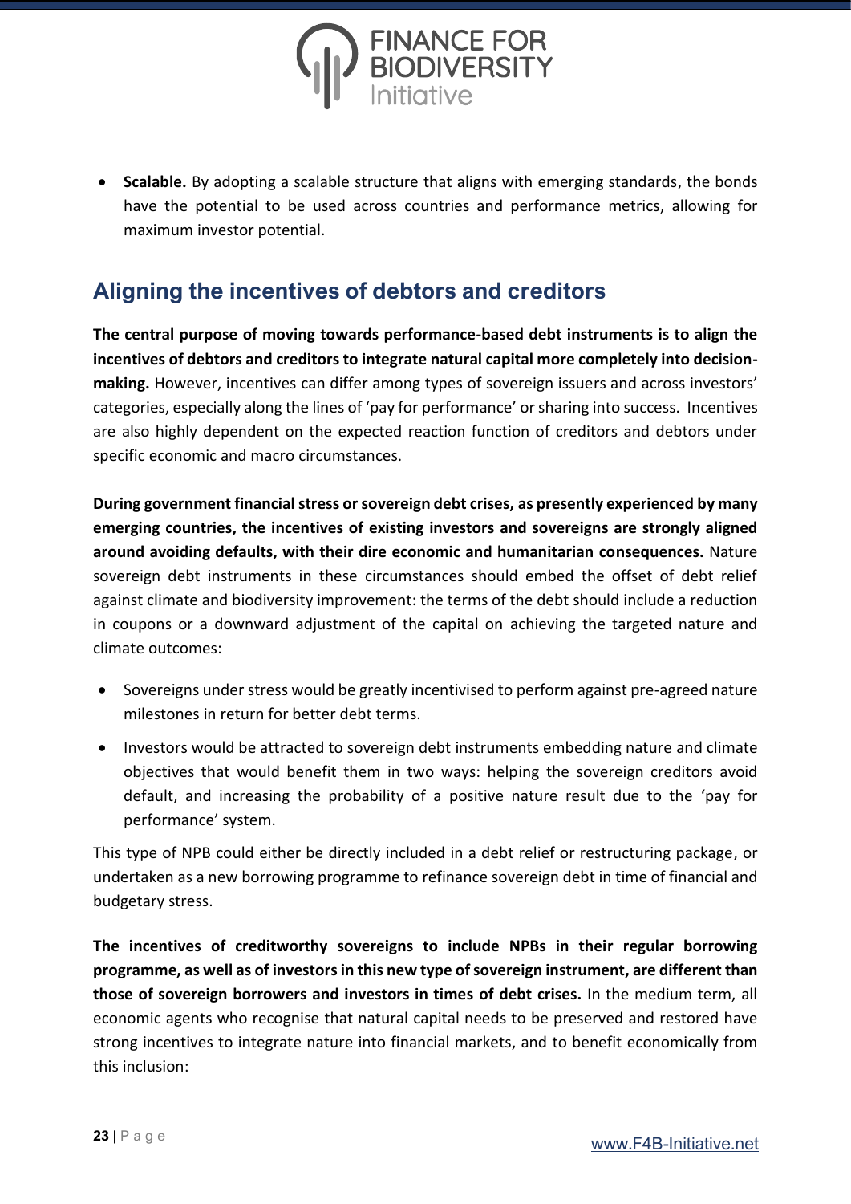- **Scalable.** By adopting a scalable structure that aligns with emerging standards, the bonds have the potential to be used across countries and performance metrics, allowing for maximum investor potential.

## Aligning the incentives of debtors and creditors

**The central purpose of moving towards performance-based debt instruments is to align the incentives of debtors and creditors to integrate natural capital more completely into decision-making.** However, incentives can differ among types of sovereign issuers and across investors' categories, especially along the lines of 'pay for performance' or sharing into success. Incentives are also highly dependent on the expected reaction function of creditors and debtors under specific economic and macro circumstances.

**During government financial stress or sovereign debt crises, as presently experienced by many emerging countries, the incentives of existing investors and sovereigns are strongly aligned around avoiding defaults, with their dire economic and humanitarian consequences.** Nature sovereign debt instruments in these circumstances should embed the offset of debt relief against climate and biodiversity improvement: the terms of the debt should include a reduction in coupons or a downward adjustment of the capital on achieving the targeted nature and climate outcomes:

- Sovereigns under stress would be greatly incentivised to perform against pre-agreed nature milestones in return for better debt terms.
- Investors would be attracted to sovereign debt instruments embedding nature and climate objectives that would benefit them in two ways: helping the sovereign creditors avoid default, and increasing the probability of a positive nature result due to the 'pay for performance' system.

This type of NPB could either be directly included in a debt relief or restructuring package, or undertaken as a new borrowing programme to refinance sovereign debt in time of financial and budgetary stress.

**The incentives of creditworthy sovereigns to include NPBs in their regular borrowing programme, as well as of investors in this new type of sovereign instrument, are different than those of sovereign borrowers and investors in times of debt crises.** In the medium term, all economic agents who recognise that natural capital needs to be preserved and restored have strong incentives to integrate nature into financial markets, and to benefit economically from this inclusion: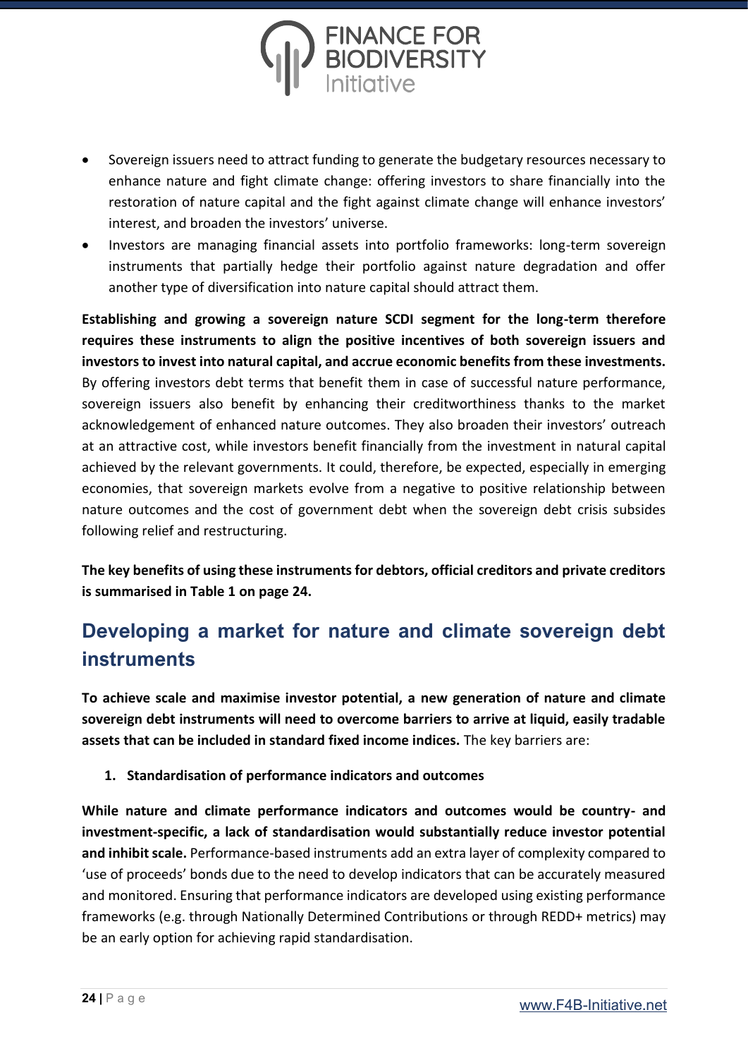- Sovereign issuers need to attract funding to generate the budgetary resources necessary to enhance nature and fight climate change: offering investors to share financially into the restoration of nature capital and the fight against climate change will enhance investors' interest, and broaden the investors' universe.
- Investors are managing financial assets into portfolio frameworks: long-term sovereign instruments that partially hedge their portfolio against nature degradation and offer another type of diversification into nature capital should attract them.

**Establishing and growing a sovereign nature SCDI segment for the long-term therefore requires these instruments to align the positive incentives of both sovereign issuers and investors to invest into natural capital, and accrue economic benefits from these investments.** By offering investors debt terms that benefit them in case of successful nature performance, sovereign issuers also benefit by enhancing their creditworthiness thanks to the market acknowledgement of enhanced nature outcomes. They also broaden their investors' outreach at an attractive cost, while investors benefit financially from the investment in natural capital achieved by the relevant governments. It could, therefore, be expected, especially in emerging economies, that sovereign markets evolve from a negative to positive relationship between nature outcomes and the cost of government debt when the sovereign debt crisis subsides following relief and restructuring.

**The key benefits of using these instruments for debtors, official creditors and private creditors is summarised in Table 1 on page 24.**

## Developing a market for nature and climate sovereign debt instruments

**To achieve scale and maximise investor potential, a new generation of nature and climate sovereign debt instruments will need to overcome barriers to arrive at liquid, easily tradable assets that can be included in standard fixed income indices.** The key barriers are:

1. **Standardisation of performance indicators and outcomes**

**While nature and climate performance indicators and outcomes would be country- and investment-specific, a lack of standardisation would substantially reduce investor potential and inhibit scale.** Performance-based instruments add an extra layer of complexity compared to 'use of proceeds' bonds due to the need to develop indicators that can be accurately measured and monitored. Ensuring that performance indicators are developed using existing performance frameworks (e.g. through Nationally Determined Contributions or through REDD+ metrics) may be an early option for achieving rapid standardisation.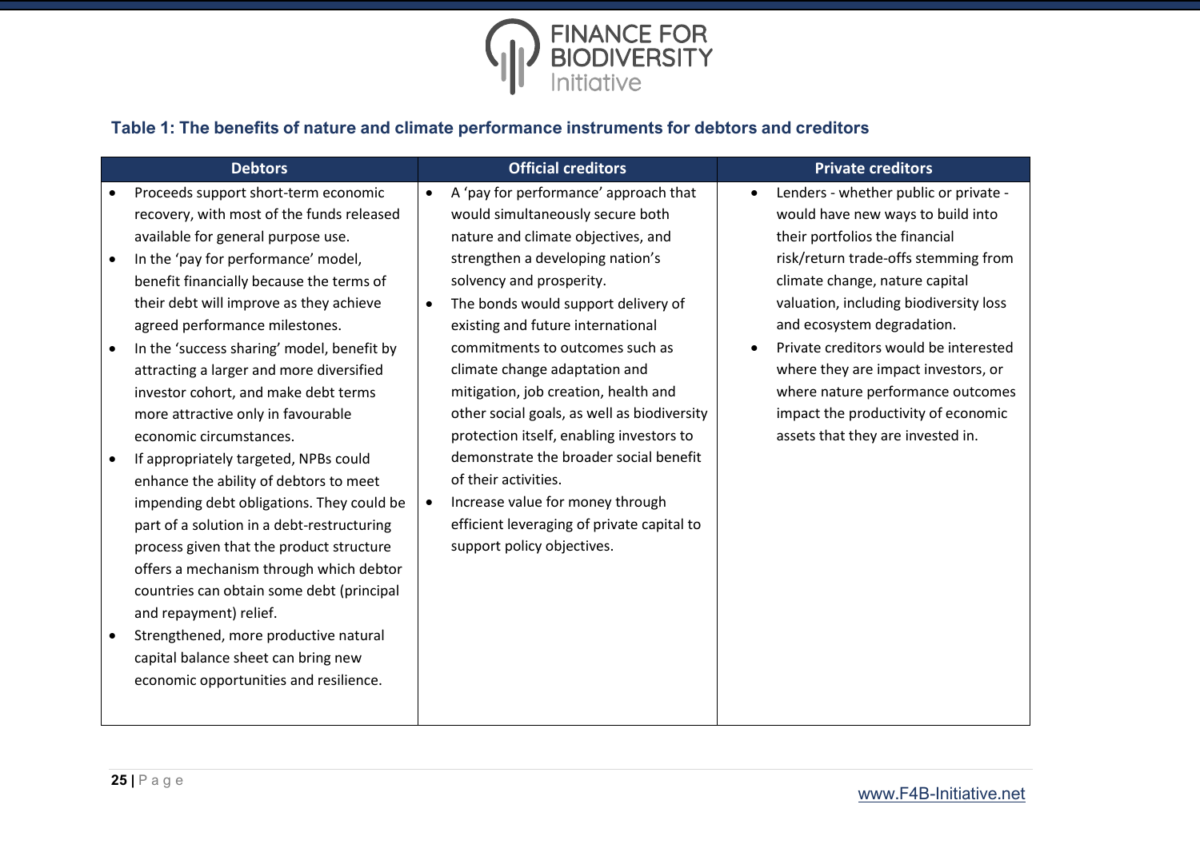### Table 1: The benefits of nature and climate performance instruments for debtors and creditors

| Debtors | Official creditors | Private creditors |
|---|---|---|
| • Proceeds support short-term economic recovery, with most of the funds released available for general purpose use.<br>• In the 'pay for performance' model, benefit financially because the terms of their debt will improve as they achieve agreed performance milestones.<br>• In the 'success sharing' model, benefit by attracting a larger and more diversified investor cohort, and make debt terms more attractive only in favourable economic circumstances.<br>• If appropriately targeted, NPBs could enhance the ability of debtors to meet impending debt obligations. They could be part of a solution in a debt-restructuring process given that the product structure offers a mechanism through which debtor countries can obtain some debt (principal and repayment) relief.<br>• Strengthened, more productive natural capital balance sheet can bring new economic opportunities and resilience. | • A 'pay for performance' approach that would simultaneously secure both nature and climate objectives, and strengthen a developing nation's solvency and prosperity.<br>• The bonds would support delivery of existing and future international commitments to outcomes such as climate change adaptation and mitigation, job creation, health and other social goals, as well as biodiversity protection itself, enabling investors to demonstrate the broader social benefit of their activities.<br>• Increase value for money through efficient leveraging of private capital to support policy objectives. | • Lenders - whether public or private - would have new ways to build into their portfolios the financial risk/return trade-offs stemming from climate change, nature capital valuation, including biodiversity loss and ecosystem degradation.<br>• Private creditors would be interested where they are impact investors, or where nature performance outcomes impact the productivity of economic assets that they are invested in. |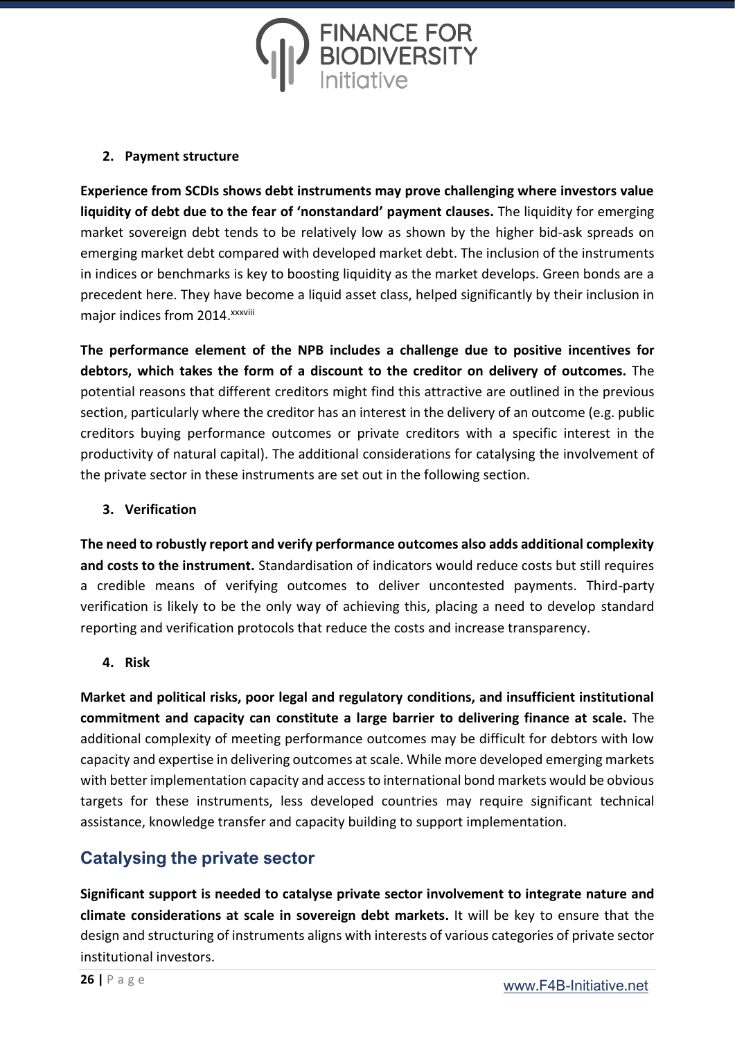2. **Payment structure**

**Experience from SCDIs shows debt instruments may prove challenging where investors value liquidity of debt due to the fear of 'nonstandard' payment clauses.** The liquidity for emerging market sovereign debt tends to be relatively low as shown by the higher bid-ask spreads on emerging market debt compared with developed market debt. The inclusion of the instruments in indices or benchmarks is key to boosting liquidity as the market develops. Green bonds are a precedent here. They have become a liquid asset class, helped significantly by their inclusion in major indices from 2014.[xxxviii]

**The performance element of the NPB includes a challenge due to positive incentives for debtors, which takes the form of a discount to the creditor on delivery of outcomes.** The potential reasons that different creditors might find this attractive are outlined in the previous section, particularly where the creditor has an interest in the delivery of an outcome (e.g. public creditors buying performance outcomes or private creditors with a specific interest in the productivity of natural capital). The additional considerations for catalysing the involvement of the private sector in these instruments are set out in the following section.

3. **Verification**

**The need to robustly report and verify performance outcomes also adds additional complexity and costs to the instrument.** Standardisation of indicators would reduce costs but still requires a credible means of verifying outcomes to deliver uncontested payments. Third-party verification is likely to be the only way of achieving this, placing a need to develop standard reporting and verification protocols that reduce the costs and increase transparency.

4. **Risk**

**Market and political risks, poor legal and regulatory conditions, and insufficient institutional commitment and capacity can constitute a large barrier to delivering finance at scale.** The additional complexity of meeting performance outcomes may be difficult for debtors with low capacity and expertise in delivering outcomes at scale. While more developed emerging markets with better implementation capacity and access to international bond markets would be obvious targets for these instruments, less developed countries may require significant technical assistance, knowledge transfer and capacity building to support implementation.

## Catalysing the private sector

**Significant support is needed to catalyse private sector involvement to integrate nature and climate considerations at scale in sovereign debt markets.** It will be key to ensure that the design and structuring of instruments aligns with interests of various categories of private sector institutional investors.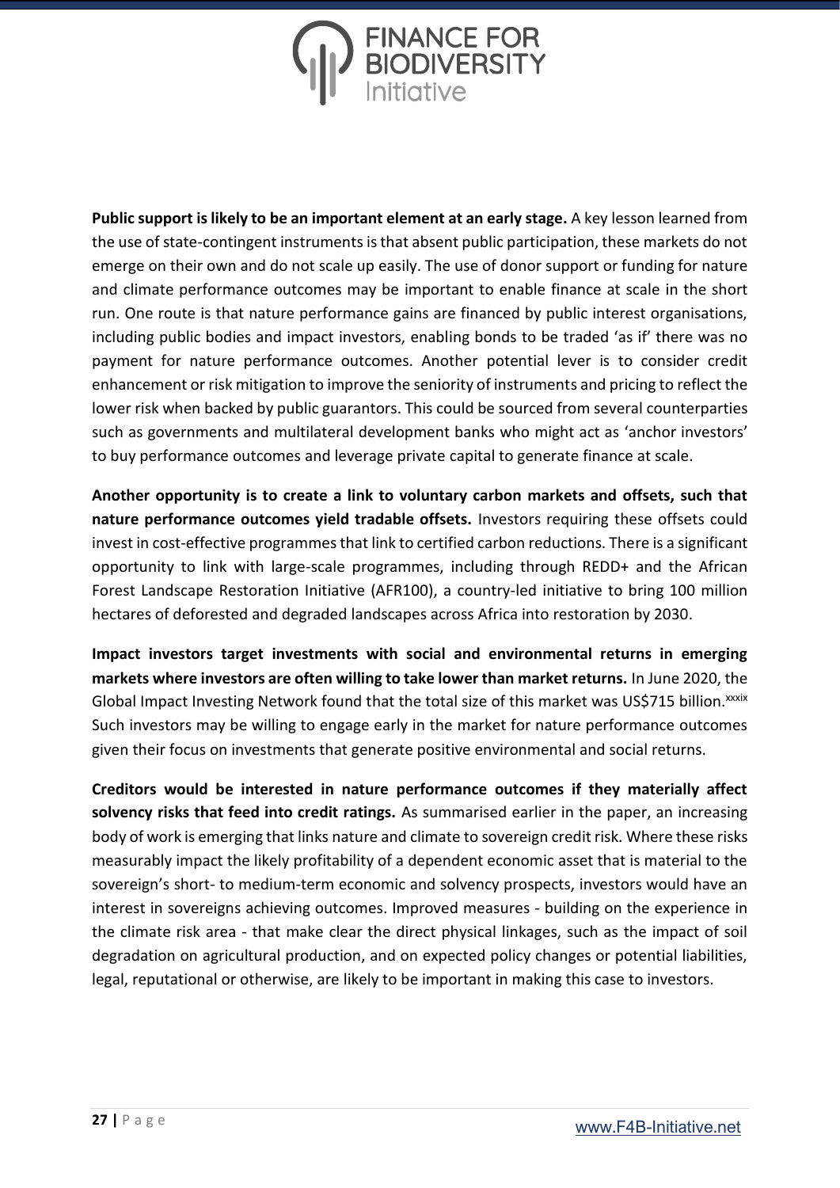**Public support is likely to be an important element at an early stage.** A key lesson learned from the use of state-contingent instruments is that absent public participation, these markets do not emerge on their own and do not scale up easily. The use of donor support or funding for nature and climate performance outcomes may be important to enable finance at scale in the short run. One route is that nature performance gains are financed by public interest organisations, including public bodies and impact investors, enabling bonds to be traded 'as if' there was no payment for nature performance outcomes. Another potential lever is to consider credit enhancement or risk mitigation to improve the seniority of instruments and pricing to reflect the lower risk when backed by public guarantors. This could be sourced from several counterparties such as governments and multilateral development banks who might act as 'anchor investors' to buy performance outcomes and leverage private capital to generate finance at scale.

**Another opportunity is to create a link to voluntary carbon markets and offsets, such that nature performance outcomes yield tradable offsets.** Investors requiring these offsets could invest in cost-effective programmes that link to certified carbon reductions. There is a significant opportunity to link with large-scale programmes, including through REDD+ and the African Forest Landscape Restoration Initiative (AFR100), a country-led initiative to bring 100 million hectares of deforested and degraded landscapes across Africa into restoration by 2030.

**Impact investors target investments with social and environmental returns in emerging markets where investors are often willing to take lower than market returns.** In June 2020, the Global Impact Investing Network found that the total size of this market was US$715 billion.[xxxix] Such investors may be willing to engage early in the market for nature performance outcomes given their focus on investments that generate positive environmental and social returns.

**Creditors would be interested in nature performance outcomes if they materially affect solvency risks that feed into credit ratings.** As summarised earlier in the paper, an increasing body of work is emerging that links nature and climate to sovereign credit risk. Where these risks measurably impact the likely profitability of a dependent economic asset that is material to the sovereign's short- to medium-term economic and solvency prospects, investors would have an interest in sovereigns achieving outcomes. Improved measures - building on the experience in the climate risk area - that make clear the direct physical linkages, such as the impact of soil degradation on agricultural production, and on expected policy changes or potential liabilities, legal, reputational or otherwise, are likely to be important in making this case to investors.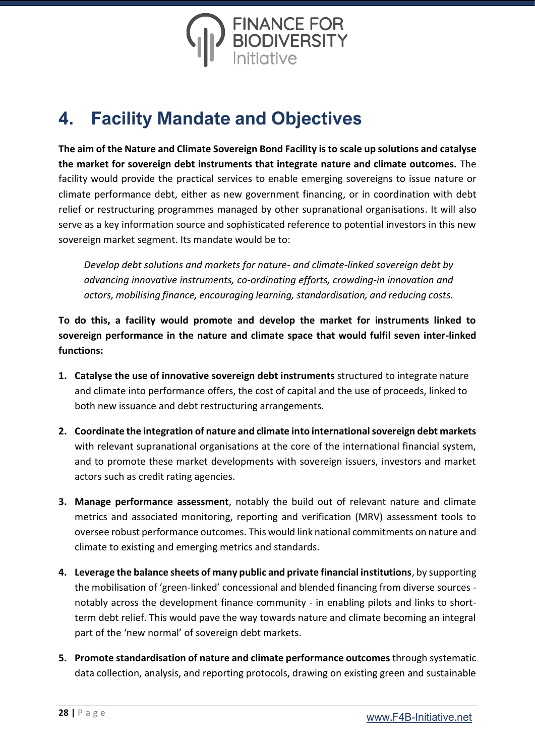# 4. Facility Mandate and Objectives

**The aim of the Nature and Climate Sovereign Bond Facility is to scale up solutions and catalyse the market for sovereign debt instruments that integrate nature and climate outcomes.** The facility would provide the practical services to enable emerging sovereigns to issue nature or climate performance debt, either as new government financing, or in coordination with debt relief or restructuring programmes managed by other supranational organisations. It will also serve as a key information source and sophisticated reference to potential investors in this new sovereign market segment. Its mandate would be to:

> *Develop debt solutions and markets for nature- and climate-linked sovereign debt by advancing innovative instruments, co-ordinating efforts, crowding-in innovation and actors, mobilising finance, encouraging learning, standardisation, and reducing costs.*

**To do this, a facility would promote and develop the market for instruments linked to sovereign performance in the nature and climate space that would fulfil seven inter-linked functions:**

1. **Catalyse the use of innovative sovereign debt instruments** structured to integrate nature and climate into performance offers, the cost of capital and the use of proceeds, linked to both new issuance and debt restructuring arrangements.
2. **Coordinate the integration of nature and climate into international sovereign debt markets** with relevant supranational organisations at the core of the international financial system, and to promote these market developments with sovereign issuers, investors and market actors such as credit rating agencies.
3. **Manage performance assessment**, notably the build out of relevant nature and climate metrics and associated monitoring, reporting and verification (MRV) assessment tools to oversee robust performance outcomes. This would link national commitments on nature and climate to existing and emerging metrics and standards.
4. **Leverage the balance sheets of many public and private financial institutions**, by supporting the mobilisation of 'green-linked' concessional and blended financing from diverse sources - notably across the development finance community - in enabling pilots and links to short-term debt relief. This would pave the way towards nature and climate becoming an integral part of the 'new normal' of sovereign debt markets.
5. **Promote standardisation of nature and climate performance outcomes** through systematic data collection, analysis, and reporting protocols, drawing on existing green and sustainable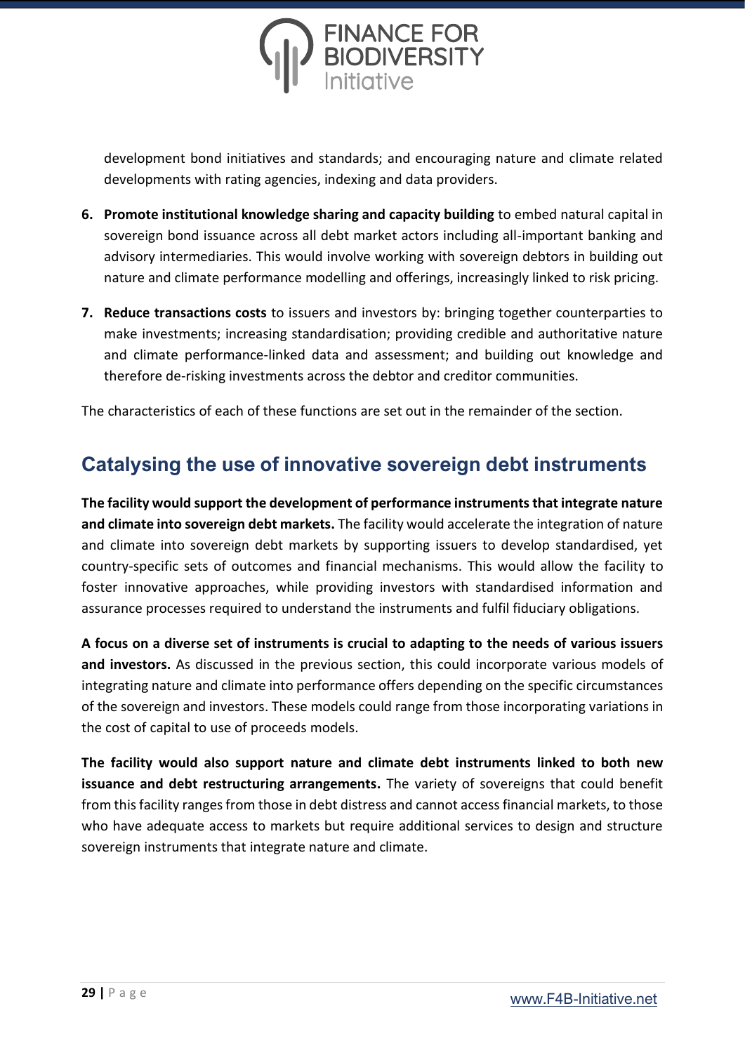development bond initiatives and standards; and encouraging nature and climate related developments with rating agencies, indexing and data providers.

6. **Promote institutional knowledge sharing and capacity building** to embed natural capital in sovereign bond issuance across all debt market actors including all-important banking and advisory intermediaries. This would involve working with sovereign debtors in building out nature and climate performance modelling and offerings, increasingly linked to risk pricing.

7. **Reduce transactions costs** to issuers and investors by: bringing together counterparties to make investments; increasing standardisation; providing credible and authoritative nature and climate performance-linked data and assessment; and building out knowledge and therefore de-risking investments across the debtor and creditor communities.

The characteristics of each of these functions are set out in the remainder of the section.

## Catalysing the use of innovative sovereign debt instruments

**The facility would support the development of performance instruments that integrate nature and climate into sovereign debt markets.** The facility would accelerate the integration of nature and climate into sovereign debt markets by supporting issuers to develop standardised, yet country-specific sets of outcomes and financial mechanisms. This would allow the facility to foster innovative approaches, while providing investors with standardised information and assurance processes required to understand the instruments and fulfil fiduciary obligations.

**A focus on a diverse set of instruments is crucial to adapting to the needs of various issuers and investors.** As discussed in the previous section, this could incorporate various models of integrating nature and climate into performance offers depending on the specific circumstances of the sovereign and investors. These models could range from those incorporating variations in the cost of capital to use of proceeds models.

**The facility would also support nature and climate debt instruments linked to both new issuance and debt restructuring arrangements.** The variety of sovereigns that could benefit from this facility ranges from those in debt distress and cannot access financial markets, to those who have adequate access to markets but require additional services to design and structure sovereign instruments that integrate nature and climate.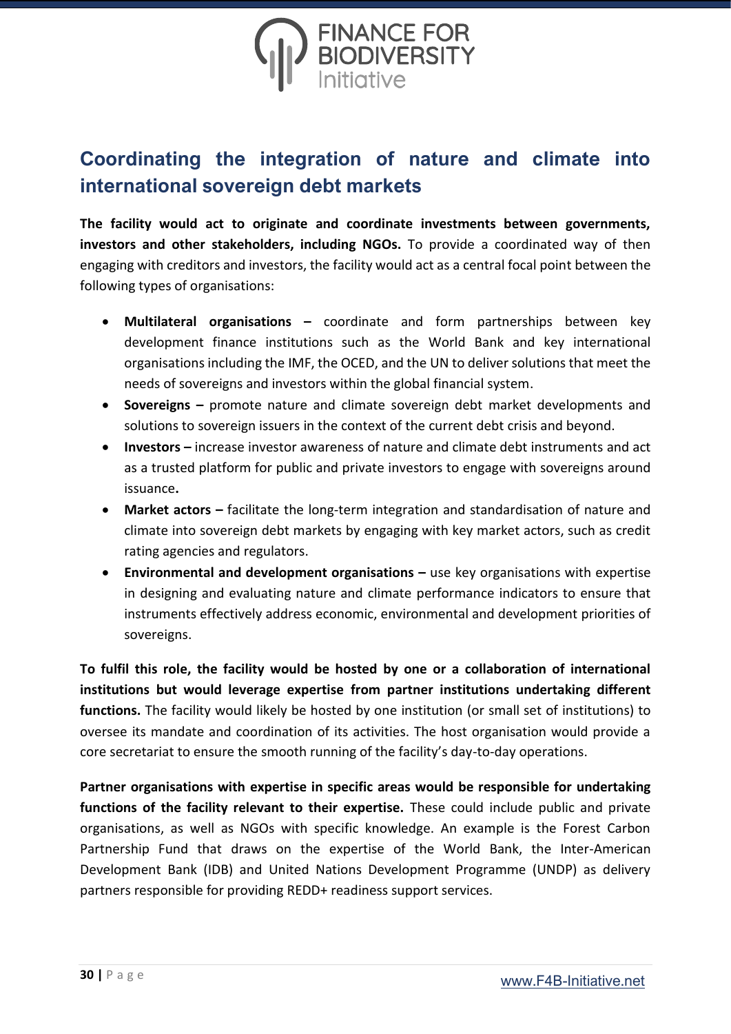## Coordinating the integration of nature and climate into international sovereign debt markets

**The facility would act to originate and coordinate investments between governments, investors and other stakeholders, including NGOs.** To provide a coordinated way of then engaging with creditors and investors, the facility would act as a central focal point between the following types of organisations:

- **Multilateral organisations –** coordinate and form partnerships between key development finance institutions such as the World Bank and key international organisations including the IMF, the OCED, and the UN to deliver solutions that meet the needs of sovereigns and investors within the global financial system.
- **Sovereigns –** promote nature and climate sovereign debt market developments and solutions to sovereign issuers in the context of the current debt crisis and beyond.
- **Investors –** increase investor awareness of nature and climate debt instruments and act as a trusted platform for public and private investors to engage with sovereigns around issuance**.**
- **Market actors –** facilitate the long-term integration and standardisation of nature and climate into sovereign debt markets by engaging with key market actors, such as credit rating agencies and regulators.
- **Environmental and development organisations –** use key organisations with expertise in designing and evaluating nature and climate performance indicators to ensure that instruments effectively address economic, environmental and development priorities of sovereigns.

**To fulfil this role, the facility would be hosted by one or a collaboration of international institutions but would leverage expertise from partner institutions undertaking different functions.** The facility would likely be hosted by one institution (or small set of institutions) to oversee its mandate and coordination of its activities. The host organisation would provide a core secretariat to ensure the smooth running of the facility's day-to-day operations.

**Partner organisations with expertise in specific areas would be responsible for undertaking functions of the facility relevant to their expertise.** These could include public and private organisations, as well as NGOs with specific knowledge. An example is the Forest Carbon Partnership Fund that draws on the expertise of the World Bank, the Inter-American Development Bank (IDB) and United Nations Development Programme (UNDP) as delivery partners responsible for providing REDD+ readiness support services.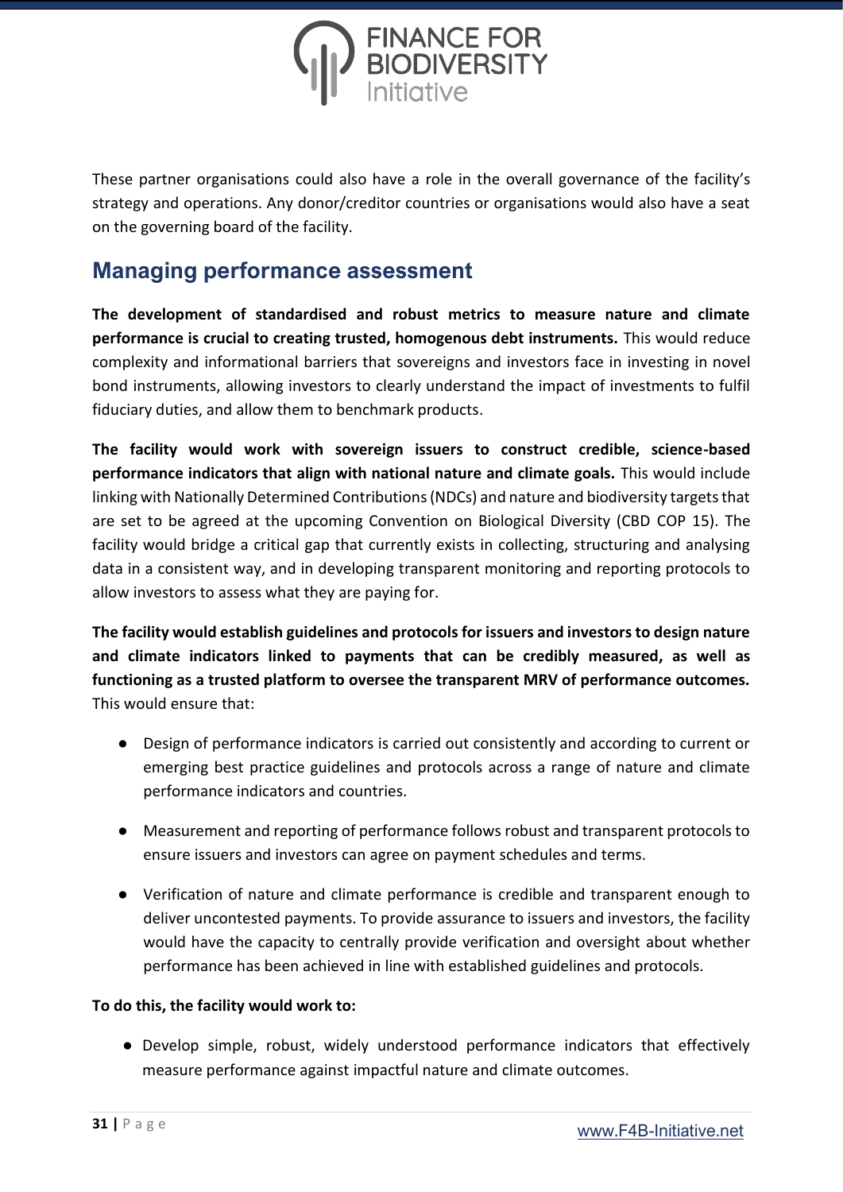These partner organisations could also have a role in the overall governance of the facility's strategy and operations. Any donor/creditor countries or organisations would also have a seat on the governing board of the facility.

## Managing performance assessment

**The development of standardised and robust metrics to measure nature and climate performance is crucial to creating trusted, homogenous debt instruments.** This would reduce complexity and informational barriers that sovereigns and investors face in investing in novel bond instruments, allowing investors to clearly understand the impact of investments to fulfil fiduciary duties, and allow them to benchmark products.

**The facility would work with sovereign issuers to construct credible, science-based performance indicators that align with national nature and climate goals.** This would include linking with Nationally Determined Contributions (NDCs) and nature and biodiversity targets that are set to be agreed at the upcoming Convention on Biological Diversity (CBD COP 15). The facility would bridge a critical gap that currently exists in collecting, structuring and analysing data in a consistent way, and in developing transparent monitoring and reporting protocols to allow investors to assess what they are paying for.

**The facility would establish guidelines and protocols for issuers and investors to design nature and climate indicators linked to payments that can be credibly measured, as well as functioning as a trusted platform to oversee the transparent MRV of performance outcomes.** This would ensure that:

- Design of performance indicators is carried out consistently and according to current or emerging best practice guidelines and protocols across a range of nature and climate performance indicators and countries.
- Measurement and reporting of performance follows robust and transparent protocols to ensure issuers and investors can agree on payment schedules and terms.
- Verification of nature and climate performance is credible and transparent enough to deliver uncontested payments. To provide assurance to issuers and investors, the facility would have the capacity to centrally provide verification and oversight about whether performance has been achieved in line with established guidelines and protocols.

**To do this, the facility would work to:**

- Develop simple, robust, widely understood performance indicators that effectively measure performance against impactful nature and climate outcomes.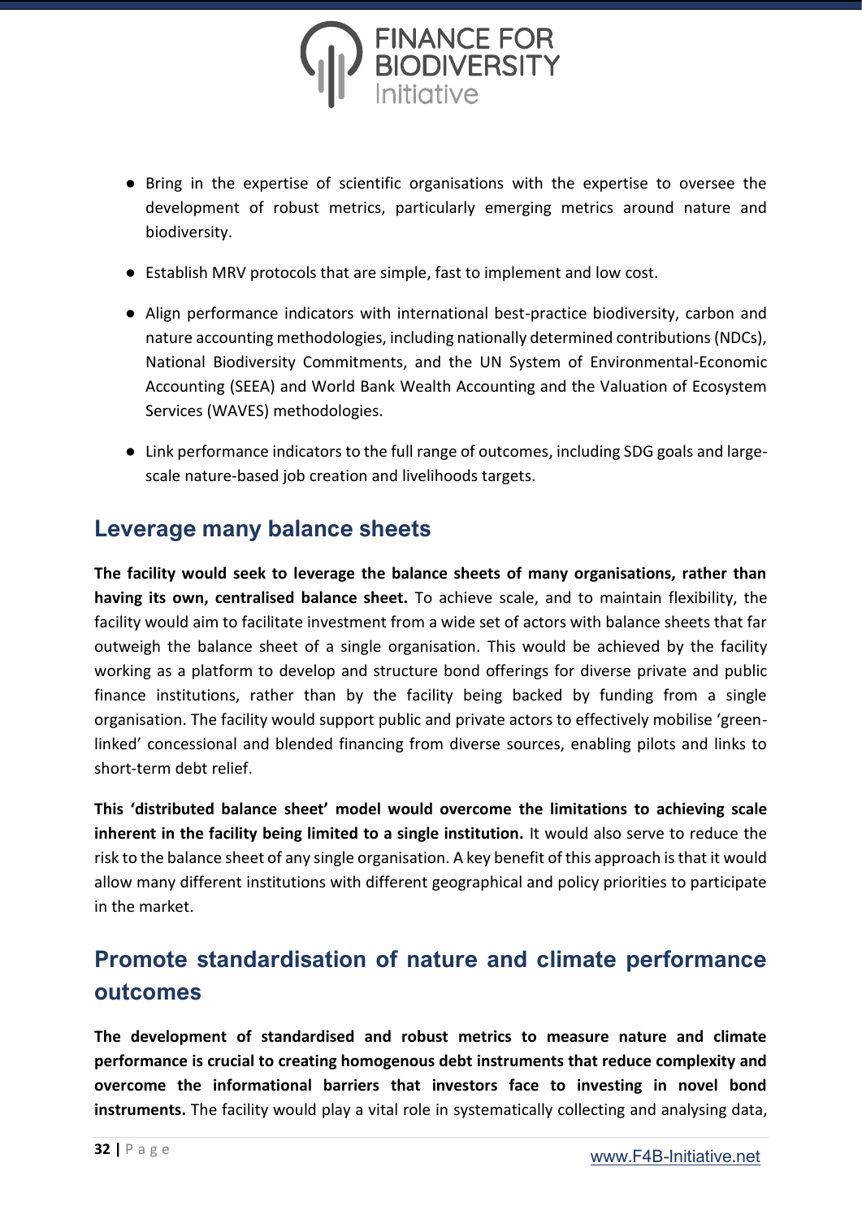- Bring in the expertise of scientific organisations with the expertise to oversee the development of robust metrics, particularly emerging metrics around nature and biodiversity.
- Establish MRV protocols that are simple, fast to implement and low cost.
- Align performance indicators with international best-practice biodiversity, carbon and nature accounting methodologies, including nationally determined contributions (NDCs), National Biodiversity Commitments, and the UN System of Environmental-Economic Accounting (SEEA) and World Bank Wealth Accounting and the Valuation of Ecosystem Services (WAVES) methodologies.
- Link performance indicators to the full range of outcomes, including SDG goals and large-scale nature-based job creation and livelihoods targets.

## Leverage many balance sheets

**The facility would seek to leverage the balance sheets of many organisations, rather than having its own, centralised balance sheet.** To achieve scale, and to maintain flexibility, the facility would aim to facilitate investment from a wide set of actors with balance sheets that far outweigh the balance sheet of a single organisation. This would be achieved by the facility working as a platform to develop and structure bond offerings for diverse private and public finance institutions, rather than by the facility being backed by funding from a single organisation. The facility would support public and private actors to effectively mobilise 'green-linked' concessional and blended financing from diverse sources, enabling pilots and links to short-term debt relief.

**This 'distributed balance sheet' model would overcome the limitations to achieving scale inherent in the facility being limited to a single institution.** It would also serve to reduce the risk to the balance sheet of any single organisation. A key benefit of this approach is that it would allow many different institutions with different geographical and policy priorities to participate in the market.

## Promote standardisation of nature and climate performance outcomes

**The development of standardised and robust metrics to measure nature and climate performance is crucial to creating homogenous debt instruments that reduce complexity and overcome the informational barriers that investors face to investing in novel bond instruments.** The facility would play a vital role in systematically collecting and analysing data,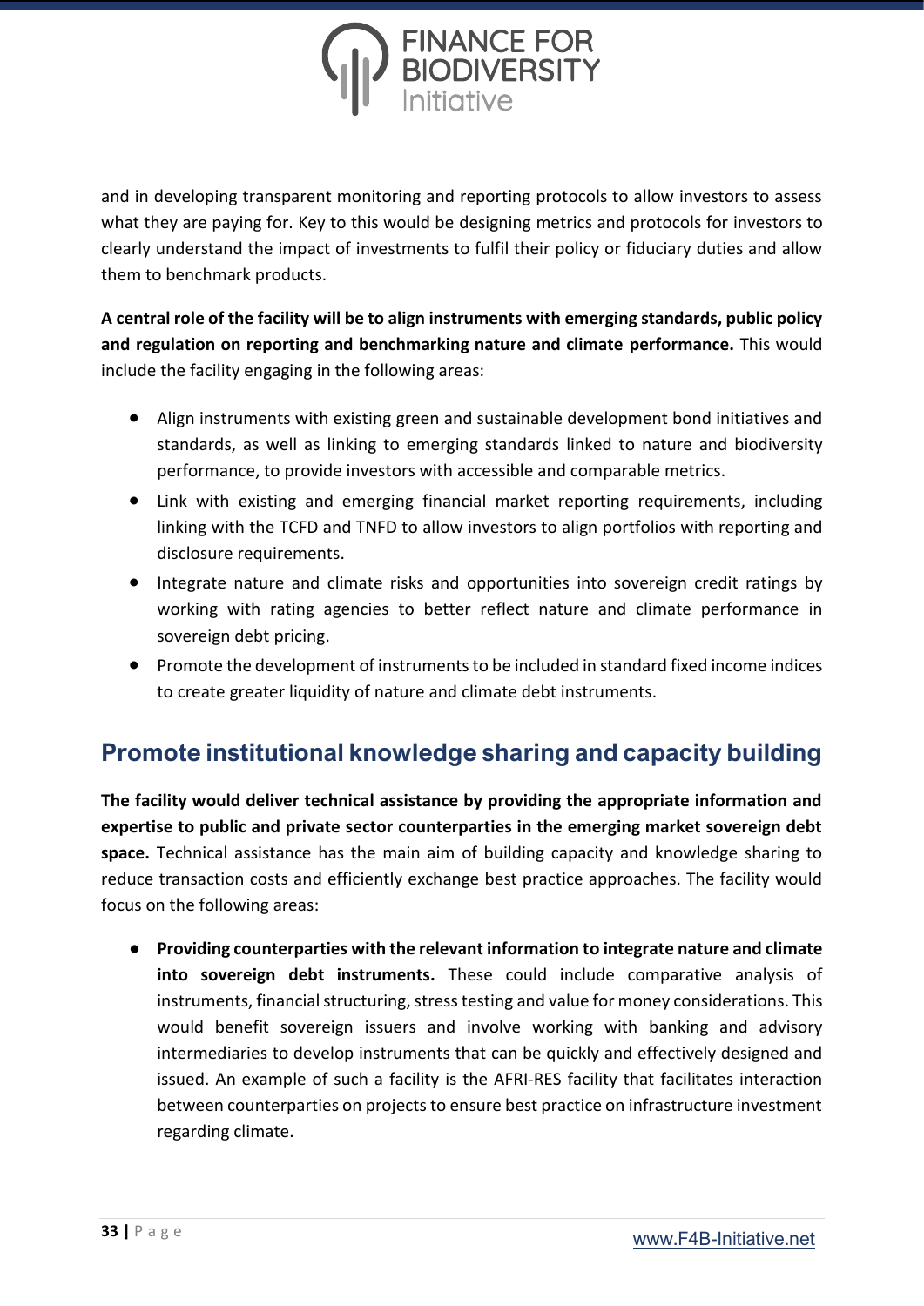and in developing transparent monitoring and reporting protocols to allow investors to assess what they are paying for. Key to this would be designing metrics and protocols for investors to clearly understand the impact of investments to fulfil their policy or fiduciary duties and allow them to benchmark products.

**A central role of the facility will be to align instruments with emerging standards, public policy and regulation on reporting and benchmarking nature and climate performance.** This would include the facility engaging in the following areas:

- Align instruments with existing green and sustainable development bond initiatives and standards, as well as linking to emerging standards linked to nature and biodiversity performance, to provide investors with accessible and comparable metrics.
- Link with existing and emerging financial market reporting requirements, including linking with the TCFD and TNFD to allow investors to align portfolios with reporting and disclosure requirements.
- Integrate nature and climate risks and opportunities into sovereign credit ratings by working with rating agencies to better reflect nature and climate performance in sovereign debt pricing.
- Promote the development of instruments to be included in standard fixed income indices to create greater liquidity of nature and climate debt instruments.

## Promote institutional knowledge sharing and capacity building

**The facility would deliver technical assistance by providing the appropriate information and expertise to public and private sector counterparties in the emerging market sovereign debt space.** Technical assistance has the main aim of building capacity and knowledge sharing to reduce transaction costs and efficiently exchange best practice approaches. The facility would focus on the following areas:

- **Providing counterparties with the relevant information to integrate nature and climate into sovereign debt instruments.** These could include comparative analysis of instruments, financial structuring, stress testing and value for money considerations. This would benefit sovereign issuers and involve working with banking and advisory intermediaries to develop instruments that can be quickly and effectively designed and issued. An example of such a facility is the AFRI-RES facility that facilitates interaction between counterparties on projects to ensure best practice on infrastructure investment regarding climate.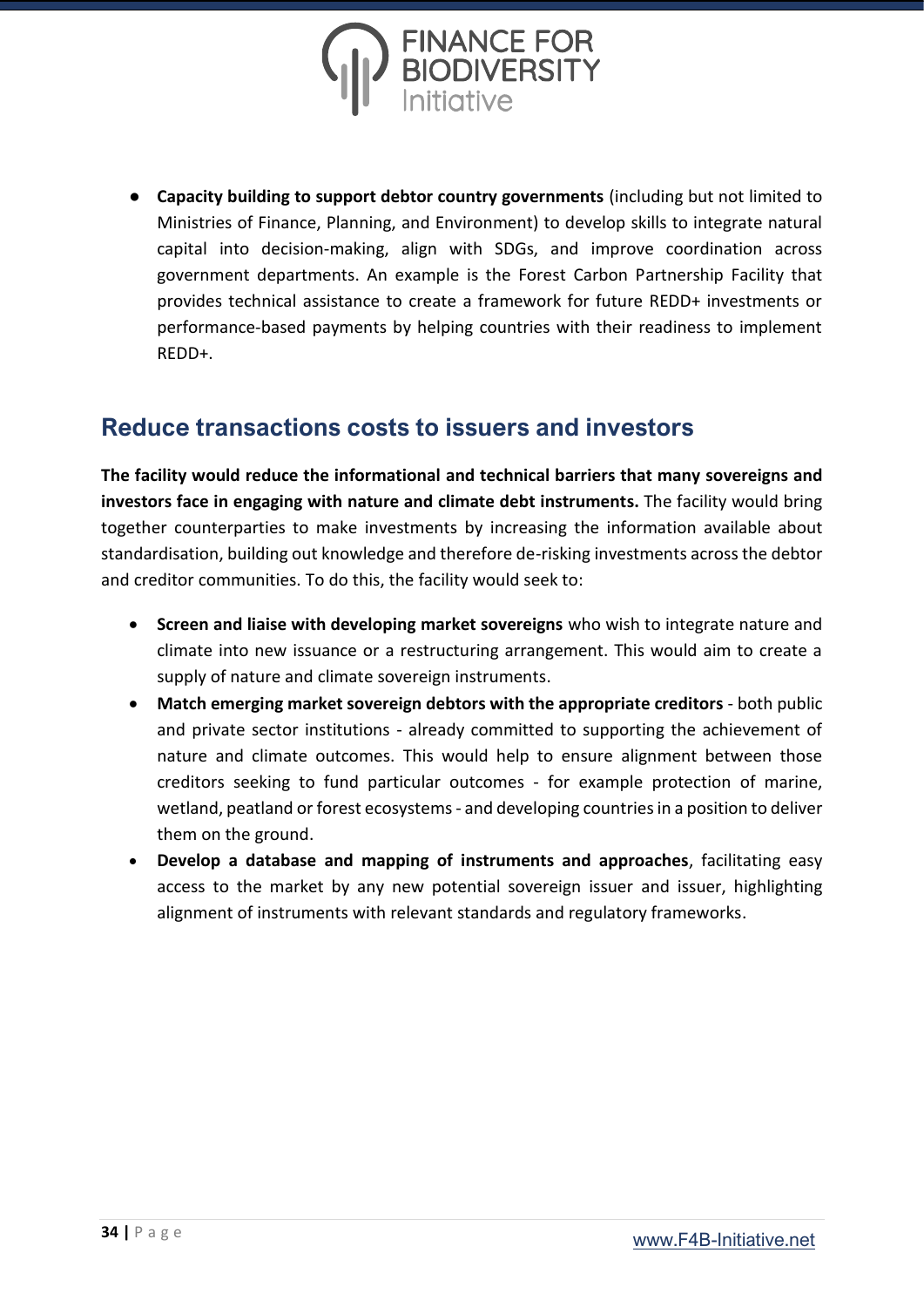- **Capacity building to support debtor country governments** (including but not limited to Ministries of Finance, Planning, and Environment) to develop skills to integrate natural capital into decision-making, align with SDGs, and improve coordination across government departments. An example is the Forest Carbon Partnership Facility that provides technical assistance to create a framework for future REDD+ investments or performance-based payments by helping countries with their readiness to implement REDD+.

## Reduce transactions costs to issuers and investors

**The facility would reduce the informational and technical barriers that many sovereigns and investors face in engaging with nature and climate debt instruments.** The facility would bring together counterparties to make investments by increasing the information available about standardisation, building out knowledge and therefore de-risking investments across the debtor and creditor communities. To do this, the facility would seek to:

- **Screen and liaise with developing market sovereigns** who wish to integrate nature and climate into new issuance or a restructuring arrangement. This would aim to create a supply of nature and climate sovereign instruments.
- **Match emerging market sovereign debtors with the appropriate creditors** - both public and private sector institutions - already committed to supporting the achievement of nature and climate outcomes. This would help to ensure alignment between those creditors seeking to fund particular outcomes - for example protection of marine, wetland, peatland or forest ecosystems - and developing countries in a position to deliver them on the ground.
- **Develop a database and mapping of instruments and approaches**, facilitating easy access to the market by any new potential sovereign issuer and issuer, highlighting alignment of instruments with relevant standards and regulatory frameworks.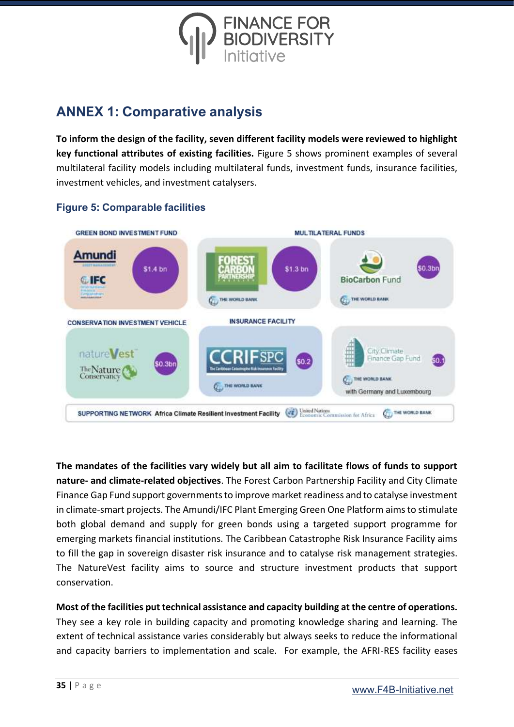## ANNEX 1: Comparative analysis

**To inform the design of the facility, seven different facility models were reviewed to highlight key functional attributes of existing facilities.** Figure 5 shows prominent examples of several multilateral facility models including multilateral funds, investment funds, insurance facilities, investment vehicles, and investment catalysers.

### Figure 5: Comparable facilities

GREEN BOND INVESTMENT FUND — Amundi, IFC — $1.4 bn

MULTILATERAL FUNDS — Forest Carbon Partnership Facility, The World Bank — $1.3 bn; BioCarbon Fund, The World Bank — $0.3bn

CONSERVATION INVESTMENT VEHICLE — natureVest, The Nature Conservancy — $0.3bn

INSURANCE FACILITY — CCRIF SPC, The Caribbean Catastrophe Risk Insurance Facility, The World Bank — $0.2

City Climate Finance Gap Fund, The World Bank, with Germany and Luxembourg — $0.1

SUPPORTING NETWORK Africa Climate Resilient Investment Facility — United Nations Economic Commission for Africa, The World Bank

**The mandates of the facilities vary widely but all aim to facilitate flows of funds to support nature- and climate-related objectives**. The Forest Carbon Partnership Facility and City Climate Finance Gap Fund support governments to improve market readiness and to catalyse investment in climate-smart projects. The Amundi/IFC Plant Emerging Green One Platform aims to stimulate both global demand and supply for green bonds using a targeted support programme for emerging markets financial institutions. The Caribbean Catastrophe Risk Insurance Facility aims to fill the gap in sovereign disaster risk insurance and to catalyse risk management strategies. The NatureVest facility aims to source and structure investment products that support conservation.

**Most of the facilities put technical assistance and capacity building at the centre of operations.** They see a key role in building capacity and promoting knowledge sharing and learning. The extent of technical assistance varies considerably but always seeks to reduce the informational and capacity barriers to implementation and scale. For example, the AFRI-RES facility eases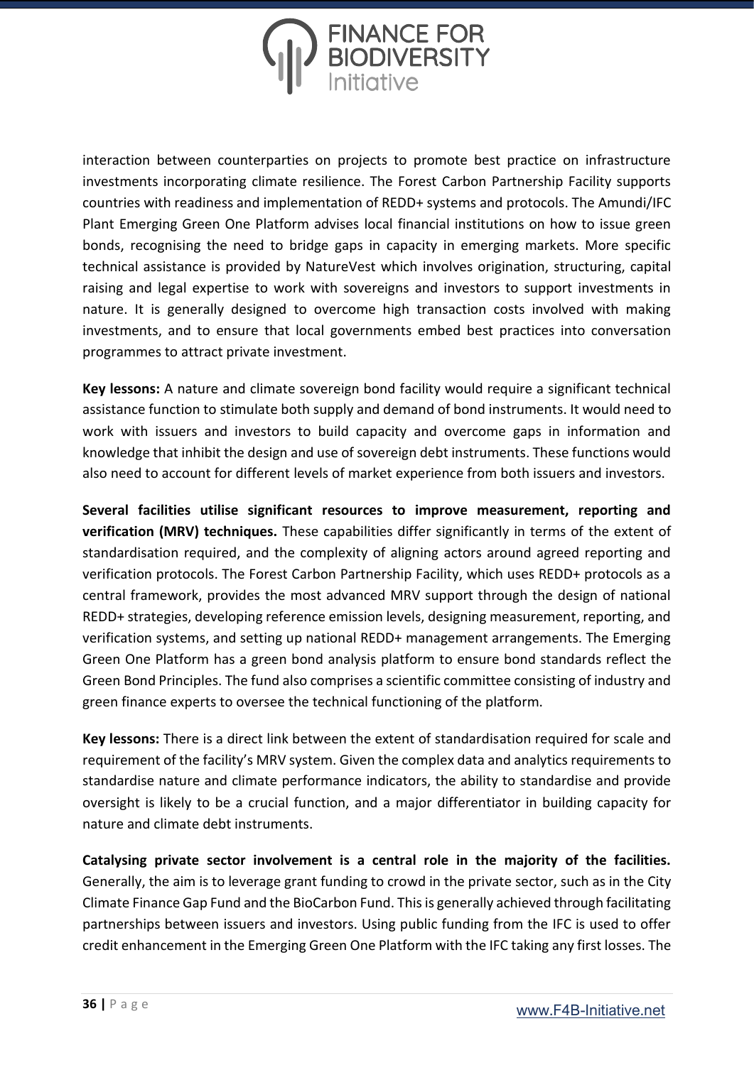interaction between counterparties on projects to promote best practice on infrastructure investments incorporating climate resilience. The Forest Carbon Partnership Facility supports countries with readiness and implementation of REDD+ systems and protocols. The Amundi/IFC Plant Emerging Green One Platform advises local financial institutions on how to issue green bonds, recognising the need to bridge gaps in capacity in emerging markets. More specific technical assistance is provided by NatureVest which involves origination, structuring, capital raising and legal expertise to work with sovereigns and investors to support investments in nature. It is generally designed to overcome high transaction costs involved with making investments, and to ensure that local governments embed best practices into conversation programmes to attract private investment.

**Key lessons:** A nature and climate sovereign bond facility would require a significant technical assistance function to stimulate both supply and demand of bond instruments. It would need to work with issuers and investors to build capacity and overcome gaps in information and knowledge that inhibit the design and use of sovereign debt instruments. These functions would also need to account for different levels of market experience from both issuers and investors.

**Several facilities utilise significant resources to improve measurement, reporting and verification (MRV) techniques.** These capabilities differ significantly in terms of the extent of standardisation required, and the complexity of aligning actors around agreed reporting and verification protocols. The Forest Carbon Partnership Facility, which uses REDD+ protocols as a central framework, provides the most advanced MRV support through the design of national REDD+ strategies, developing reference emission levels, designing measurement, reporting, and verification systems, and setting up national REDD+ management arrangements. The Emerging Green One Platform has a green bond analysis platform to ensure bond standards reflect the Green Bond Principles. The fund also comprises a scientific committee consisting of industry and green finance experts to oversee the technical functioning of the platform.

**Key lessons:** There is a direct link between the extent of standardisation required for scale and requirement of the facility's MRV system. Given the complex data and analytics requirements to standardise nature and climate performance indicators, the ability to standardise and provide oversight is likely to be a crucial function, and a major differentiator in building capacity for nature and climate debt instruments.

**Catalysing private sector involvement is a central role in the majority of the facilities.** Generally, the aim is to leverage grant funding to crowd in the private sector, such as in the City Climate Finance Gap Fund and the BioCarbon Fund. This is generally achieved through facilitating partnerships between issuers and investors. Using public funding from the IFC is used to offer credit enhancement in the Emerging Green One Platform with the IFC taking any first losses. The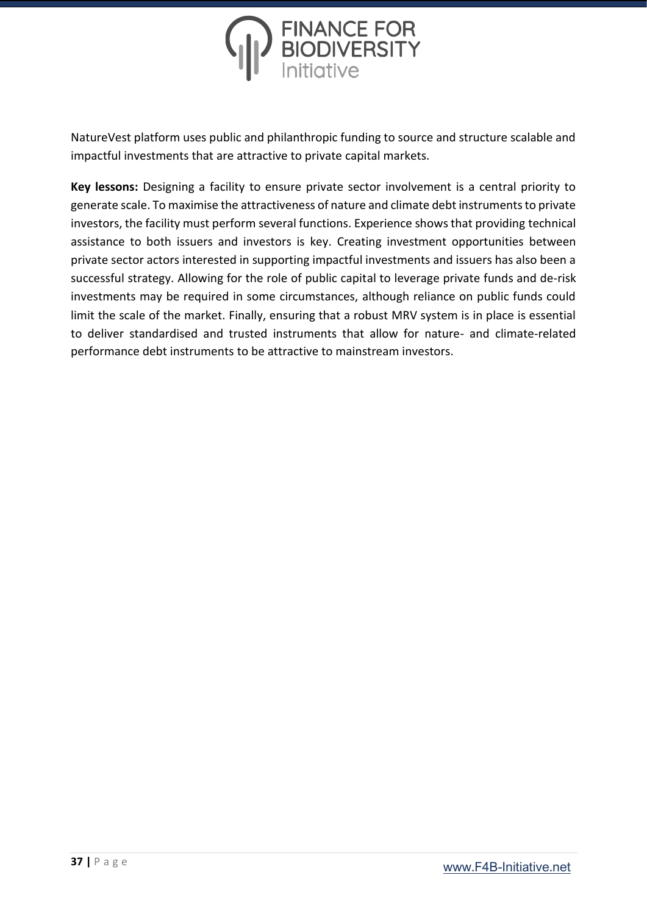NatureVest platform uses public and philanthropic funding to source and structure scalable and impactful investments that are attractive to private capital markets.

**Key lessons:** Designing a facility to ensure private sector involvement is a central priority to generate scale. To maximise the attractiveness of nature and climate debt instruments to private investors, the facility must perform several functions. Experience shows that providing technical assistance to both issuers and investors is key. Creating investment opportunities between private sector actors interested in supporting impactful investments and issuers has also been a successful strategy. Allowing for the role of public capital to leverage private funds and de-risk investments may be required in some circumstances, although reliance on public funds could limit the scale of the market. Finally, ensuring that a robust MRV system is in place is essential to deliver standardised and trusted instruments that allow for nature- and climate-related performance debt instruments to be attractive to mainstream investors.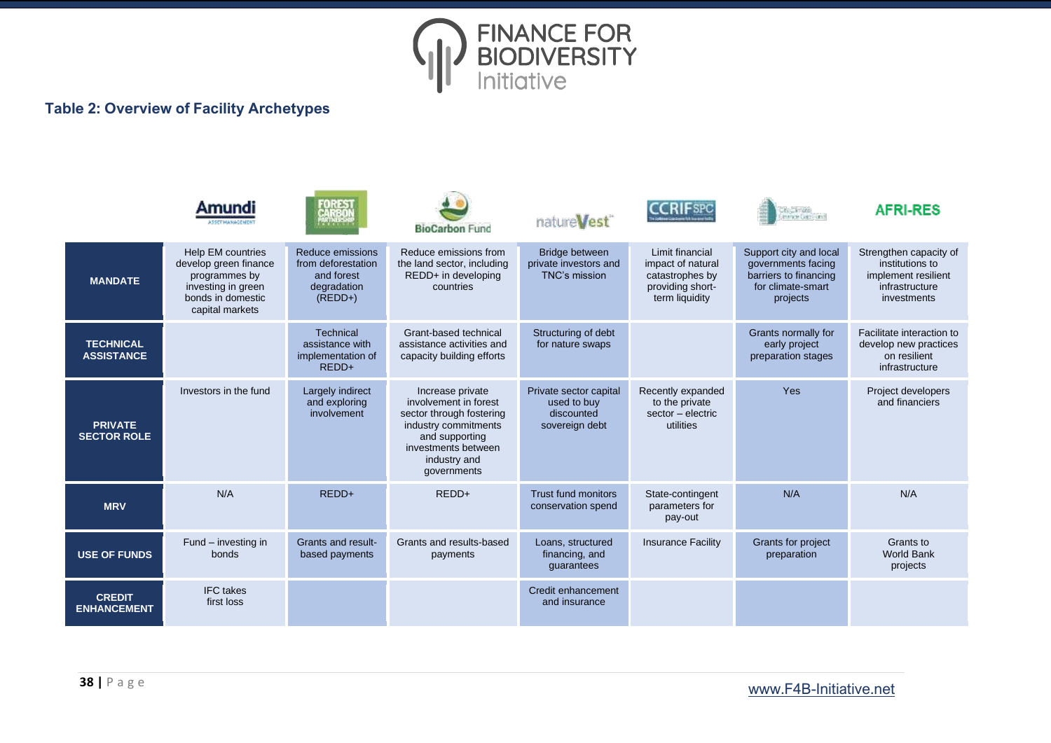### Table 2: Overview of Facility Archetypes

| | Amundi | Forest Carbon Partnership | BioCarbon Fund | natureVest | CCRIF SPC | City Climate Finance Gap Fund | AFRI-RES |
|---|---|---|---|---|---|---|---|
| **MANDATE** | Help EM countries develop green finance programmes by investing in green bonds in domestic capital markets | Reduce emissions from deforestation and forest degradation (REDD+) | Reduce emissions from the land sector, including REDD+ in developing countries | Bridge between private investors and TNC's mission | Limit financial impact of natural catastrophes by providing short-term liquidity | Support city and local governments facing barriers to financing for climate-smart projects | Strengthen capacity of institutions to implement resilient infrastructure investments |
| **TECHNICAL ASSISTANCE** | | Technical assistance with implementation of REDD+ | Grant-based technical assistance activities and capacity building efforts | Structuring of debt for nature swaps | | Grants normally for early project preparation stages | Facilitate interaction to develop new practices on resilient infrastructure |
| **PRIVATE SECTOR ROLE** | Investors in the fund | Largely indirect and exploring involvement | Increase private involvement in forest sector through fostering industry commitments and supporting investments between industry and governments | Private sector capital used to buy discounted sovereign debt | Recently expanded to the private sector – electric utilities | Yes | Project developers and financiers |
| **MRV** | N/A | REDD+ | REDD+ | Trust fund monitors conservation spend | State-contingent parameters for pay-out | N/A | N/A |
| **USE OF FUNDS** | Fund – investing in bonds | Grants and result-based payments | Grants and results-based payments | Loans, structured financing, and guarantees | Insurance Facility | Grants for project preparation | Grants to World Bank projects |
| **CREDIT ENHANCEMENT** | IFC takes first loss | | | Credit enhancement and insurance | | | |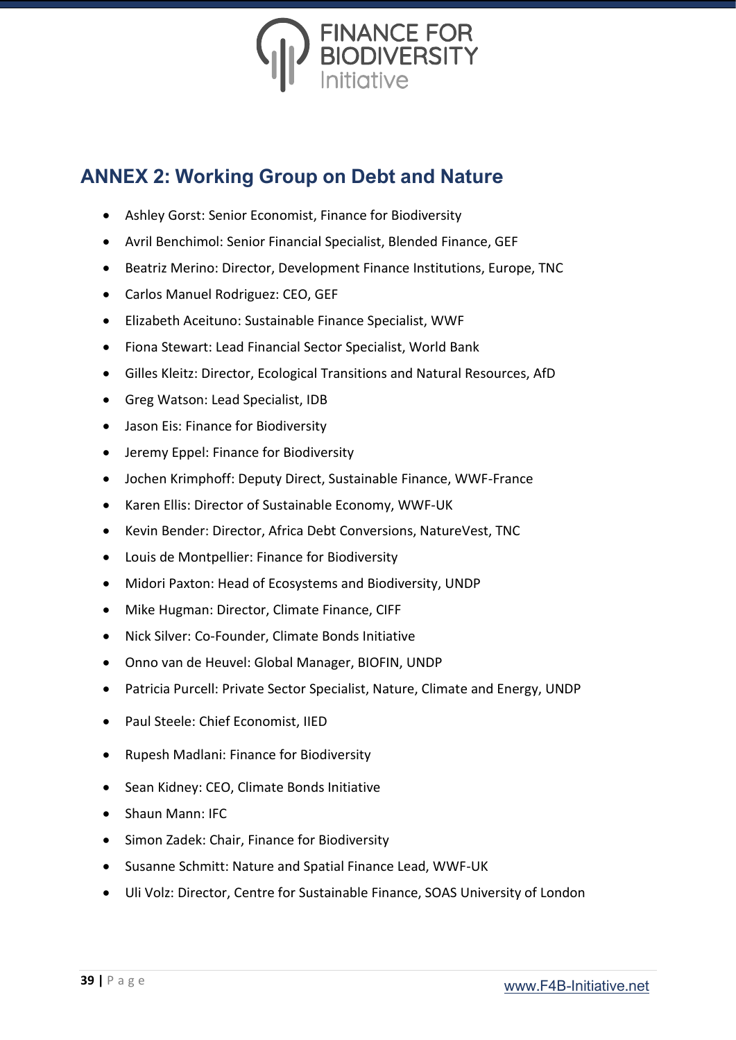## ANNEX 2: Working Group on Debt and Nature

- Ashley Gorst: Senior Economist, Finance for Biodiversity
- Avril Benchimol: Senior Financial Specialist, Blended Finance, GEF
- Beatriz Merino: Director, Development Finance Institutions, Europe, TNC
- Carlos Manuel Rodriguez: CEO, GEF
- Elizabeth Aceituno: Sustainable Finance Specialist, WWF
- Fiona Stewart: Lead Financial Sector Specialist, World Bank
- Gilles Kleitz: Director, Ecological Transitions and Natural Resources, AfD
- Greg Watson: Lead Specialist, IDB
- Jason Eis: Finance for Biodiversity
- Jeremy Eppel: Finance for Biodiversity
- Jochen Krimphoff: Deputy Direct, Sustainable Finance, WWF-France
- Karen Ellis: Director of Sustainable Economy, WWF-UK
- Kevin Bender: Director, Africa Debt Conversions, NatureVest, TNC
- Louis de Montpellier: Finance for Biodiversity
- Midori Paxton: Head of Ecosystems and Biodiversity, UNDP
- Mike Hugman: Director, Climate Finance, CIFF
- Nick Silver: Co-Founder, Climate Bonds Initiative
- Onno van de Heuvel: Global Manager, BIOFIN, UNDP
- Patricia Purcell: Private Sector Specialist, Nature, Climate and Energy, UNDP
- Paul Steele: Chief Economist, IIED
- Rupesh Madlani: Finance for Biodiversity
- Sean Kidney: CEO, Climate Bonds Initiative
- Shaun Mann: IFC
- Simon Zadek: Chair, Finance for Biodiversity
- Susanne Schmitt: Nature and Spatial Finance Lead, WWF-UK
- Uli Volz: Director, Centre for Sustainable Finance, SOAS University of London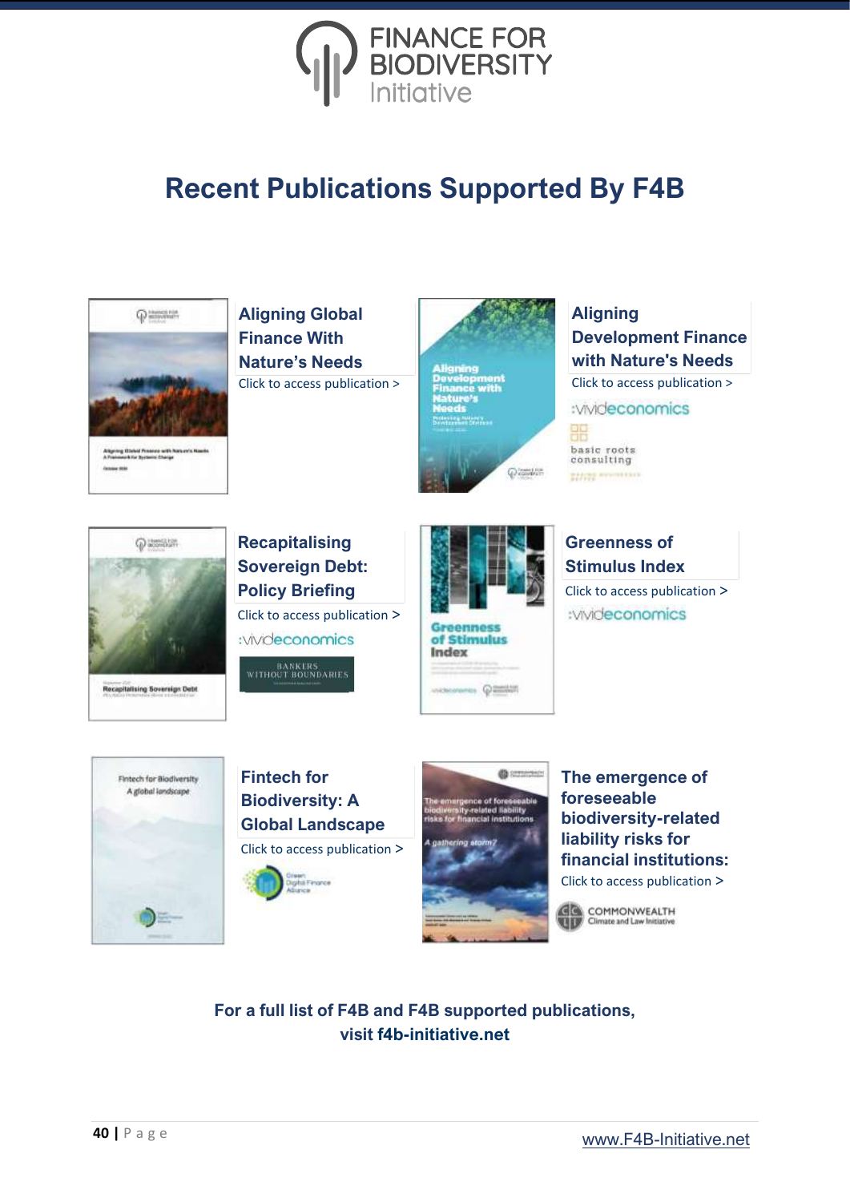# Recent Publications Supported By F4B

### Aligning Global Finance With Nature's Needs

Click to access publication >

### Aligning Development Finance with Nature's Needs

Click to access publication >

vivideconomics

basic roots consulting

### Recapitalising Sovereign Debt: Policy Briefing

Click to access publication >

vivideconomics

BANKERS WITHOUT BOUNDARIES

### Greenness of Stimulus Index

Click to access publication >

vivideconomics

### Fintech for Biodiversity: A Global Landscape

Click to access publication >

Green Digital Finance Alliance

### The emergence of foreseeable biodiversity-related liability risks for financial institutions:

Click to access publication >

COMMONWEALTH Climate and Law Initiative

**For a full list of F4B and F4B supported publications, visit f4b-initiative.net**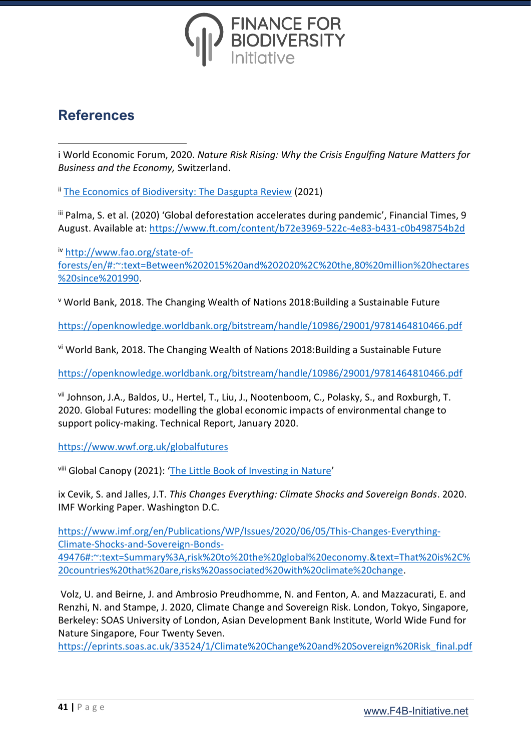## References

i World Economic Forum, 2020. *Nature Risk Rising: Why the Crisis Engulfing Nature Matters for Business and the Economy,* Switzerland.

[ii] [The Economics of Biodiversity: The Dasgupta Review](#) (2021)

[iii] Palma, S. et al. (2020) 'Global deforestation accelerates during pandemic', Financial Times, 9 August. Available at: https://www.ft.com/content/b72e3969-522c-4e83-b431-c0b498754b2d

[iv] http://www.fao.org/state-of-forests/en/#:~:text=Between%202015%20and%202020%2C%20the,80%20million%20hectares%20since%201990.

[v] World Bank, 2018. The Changing Wealth of Nations 2018:Building a Sustainable Future

https://openknowledge.worldbank.org/bitstream/handle/10986/29001/9781464810466.pdf

[vi] World Bank, 2018. The Changing Wealth of Nations 2018:Building a Sustainable Future

https://openknowledge.worldbank.org/bitstream/handle/10986/29001/9781464810466.pdf

[vii] Johnson, J.A., Baldos, U., Hertel, T., Liu, J., Nootenboom, C., Polasky, S., and Roxburgh, T. 2020. Global Futures: modelling the global economic impacts of environmental change to support policy-making. Technical Report, January 2020.

https://www.wwf.org.uk/globalfutures

[viii] Global Canopy (2021): '[The Little Book of Investing in Nature](#)'

ix Cevik, S. and Jalles, J.T. *This Changes Everything: Climate Shocks and Sovereign Bonds*. 2020. IMF Working Paper. Washington D.C.

https://www.imf.org/en/Publications/WP/Issues/2020/06/05/This-Changes-Everything-Climate-Shocks-and-Sovereign-Bonds-49476#:~:text=Summary%3A,risk%20to%20the%20global%20economy.&text=That%20is%2C%20countries%20that%20are,risks%20associated%20with%20climate%20change.

Volz, U. and Beirne, J. and Ambrosio Preudhomme, N. and Fenton, A. and Mazzacurati, E. and Renzhi, N. and Stampe, J. 2020, Climate Change and Sovereign Risk. London, Tokyo, Singapore, Berkeley: SOAS University of London, Asian Development Bank Institute, World Wide Fund for Nature Singapore, Four Twenty Seven.
https://eprints.soas.ac.uk/33524/1/Climate%20Change%20and%20Sovereign%20Risk_final.pdf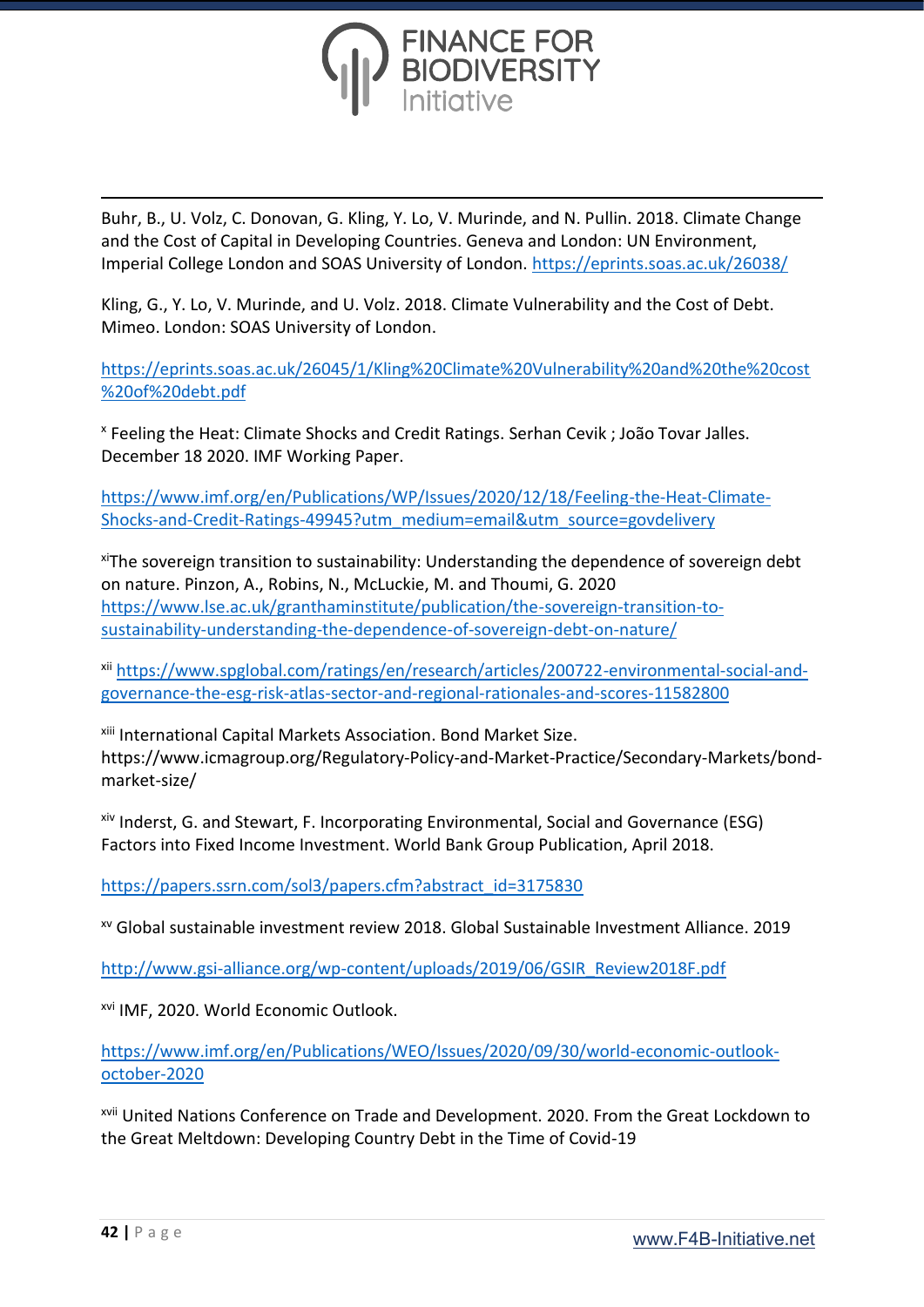Buhr, B., U. Volz, C. Donovan, G. Kling, Y. Lo, V. Murinde, and N. Pullin. 2018. Climate Change and the Cost of Capital in Developing Countries. Geneva and London: UN Environment, Imperial College London and SOAS University of London. https://eprints.soas.ac.uk/26038/

Kling, G., Y. Lo, V. Murinde, and U. Volz. 2018. Climate Vulnerability and the Cost of Debt. Mimeo. London: SOAS University of London.

https://eprints.soas.ac.uk/26045/1/Kling%20Climate%20Vulnerability%20and%20the%20cost%20of%20debt.pdf

[x] Feeling the Heat: Climate Shocks and Credit Ratings. Serhan Cevik ; João Tovar Jalles. December 18 2020. IMF Working Paper.

https://www.imf.org/en/Publications/WP/Issues/2020/12/18/Feeling-the-Heat-Climate-Shocks-and-Credit-Ratings-49945?utm_medium=email&utm_source=govdelivery

[xi]The sovereign transition to sustainability: Understanding the dependence of sovereign debt on nature. Pinzon, A., Robins, N., McLuckie, M. and Thoumi, G. 2020 https://www.lse.ac.uk/granthaminstitute/publication/the-sovereign-transition-to-sustainability-understanding-the-dependence-of-sovereign-debt-on-nature/

[xii] https://www.spglobal.com/ratings/en/research/articles/200722-environmental-social-and-governance-the-esg-risk-atlas-sector-and-regional-rationales-and-scores-11582800

[xiii] International Capital Markets Association. Bond Market Size. https://www.icmagroup.org/Regulatory-Policy-and-Market-Practice/Secondary-Markets/bond-market-size/

[xiv] Inderst, G. and Stewart, F. Incorporating Environmental, Social and Governance (ESG) Factors into Fixed Income Investment. World Bank Group Publication, April 2018.

https://papers.ssrn.com/sol3/papers.cfm?abstract_id=3175830

[xv] Global sustainable investment review 2018. Global Sustainable Investment Alliance. 2019

http://www.gsi-alliance.org/wp-content/uploads/2019/06/GSIR_Review2018F.pdf

[xvi] IMF, 2020. World Economic Outlook.

https://www.imf.org/en/Publications/WEO/Issues/2020/09/30/world-economic-outlook-october-2020

[xvii] United Nations Conference on Trade and Development. 2020. From the Great Lockdown to the Great Meltdown: Developing Country Debt in the Time of Covid-19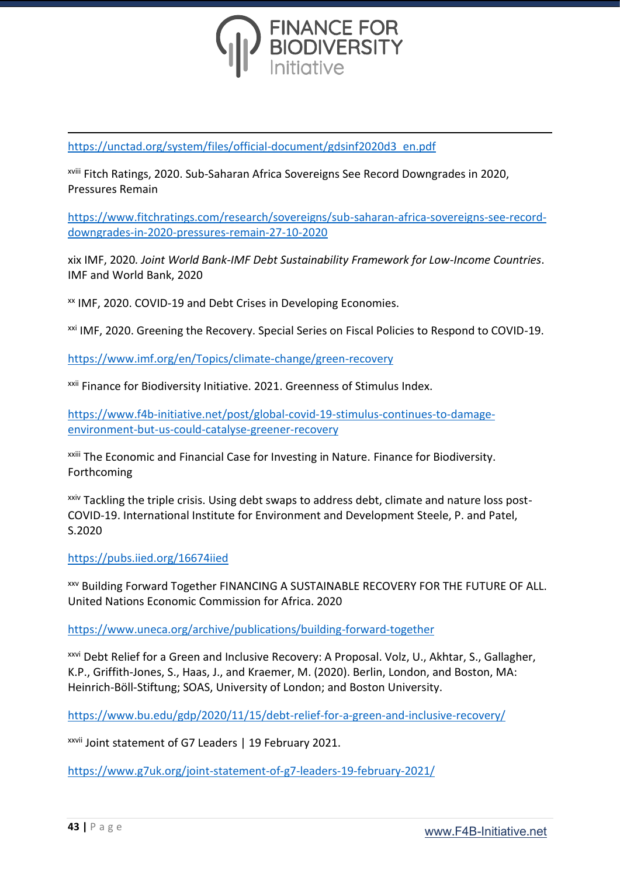https://unctad.org/system/files/official-document/gdsinf2020d3_en.pdf

[xviii] Fitch Ratings, 2020. Sub-Saharan Africa Sovereigns See Record Downgrades in 2020, Pressures Remain

https://www.fitchratings.com/research/sovereigns/sub-saharan-africa-sovereigns-see-record-downgrades-in-2020-pressures-remain-27-10-2020

xix IMF, 2020. *Joint World Bank-IMF Debt Sustainability Framework for Low-Income Countries*. IMF and World Bank, 2020

[xx] IMF, 2020. COVID-19 and Debt Crises in Developing Economies.

[xxi] IMF, 2020. Greening the Recovery. Special Series on Fiscal Policies to Respond to COVID-19.

https://www.imf.org/en/Topics/climate-change/green-recovery

[xxii] Finance for Biodiversity Initiative. 2021. Greenness of Stimulus Index.

https://www.f4b-initiative.net/post/global-covid-19-stimulus-continues-to-damage-environment-but-us-could-catalyse-greener-recovery

[xxiii] The Economic and Financial Case for Investing in Nature. Finance for Biodiversity. Forthcoming

[xxiv] Tackling the triple crisis. Using debt swaps to address debt, climate and nature loss post-COVID-19. International Institute for Environment and Development Steele, P. and Patel, S.2020

https://pubs.iied.org/16674iied

[xxv] Building Forward Together FINANCING A SUSTAINABLE RECOVERY FOR THE FUTURE OF ALL. United Nations Economic Commission for Africa. 2020

https://www.uneca.org/archive/publications/building-forward-together

[xxvi] Debt Relief for a Green and Inclusive Recovery: A Proposal. Volz, U., Akhtar, S., Gallagher, K.P., Griffith-Jones, S., Haas, J., and Kraemer, M. (2020). Berlin, London, and Boston, MA: Heinrich-Böll-Stiftung; SOAS, University of London; and Boston University.

https://www.bu.edu/gdp/2020/11/15/debt-relief-for-a-green-and-inclusive-recovery/

[xxvii] Joint statement of G7 Leaders | 19 February 2021.

https://www.g7uk.org/joint-statement-of-g7-leaders-19-february-2021/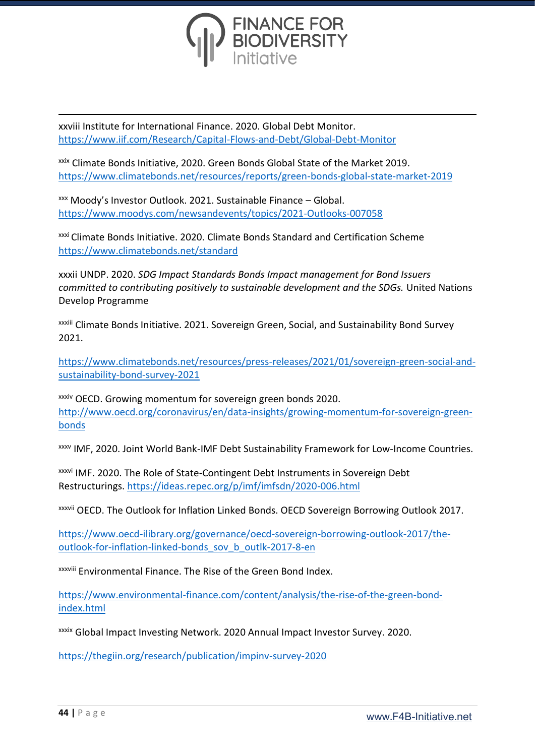xxviii Institute for International Finance. 2020. Global Debt Monitor. https://www.iif.com/Research/Capital-Flows-and-Debt/Global-Debt-Monitor

[xxix] Climate Bonds Initiative, 2020. Green Bonds Global State of the Market 2019. https://www.climatebonds.net/resources/reports/green-bonds-global-state-market-2019

[xxx] Moody's Investor Outlook. 2021. Sustainable Finance – Global. https://www.moodys.com/newsandevents/topics/2021-Outlooks-007058

[xxxi] Climate Bonds Initiative. 2020. Climate Bonds Standard and Certification Scheme https://www.climatebonds.net/standard

xxxii UNDP. 2020. *SDG Impact Standards Bonds Impact management for Bond Issuers committed to contributing positively to sustainable development and the SDGs.* United Nations Develop Programme

[xxxiii] Climate Bonds Initiative. 2021. Sovereign Green, Social, and Sustainability Bond Survey 2021.

https://www.climatebonds.net/resources/press-releases/2021/01/sovereign-green-social-and-sustainability-bond-survey-2021

[xxxiv] OECD. Growing momentum for sovereign green bonds 2020. http://www.oecd.org/coronavirus/en/data-insights/growing-momentum-for-sovereign-green-bonds

[xxxv] IMF, 2020. Joint World Bank-IMF Debt Sustainability Framework for Low-Income Countries.

[xxxvi] IMF. 2020. The Role of State-Contingent Debt Instruments in Sovereign Debt Restructurings. https://ideas.repec.org/p/imf/imfsdn/2020-006.html

[xxxvii] OECD. The Outlook for Inflation Linked Bonds. OECD Sovereign Borrowing Outlook 2017.

https://www.oecd-ilibrary.org/governance/oecd-sovereign-borrowing-outlook-2017/the-outlook-for-inflation-linked-bonds_sov_b_outlk-2017-8-en

[xxxviii] Environmental Finance. The Rise of the Green Bond Index.

https://www.environmental-finance.com/content/analysis/the-rise-of-the-green-bond-index.html

[xxxix] Global Impact Investing Network. 2020 Annual Impact Investor Survey. 2020.

https://thegiin.org/research/publication/impinv-survey-2020